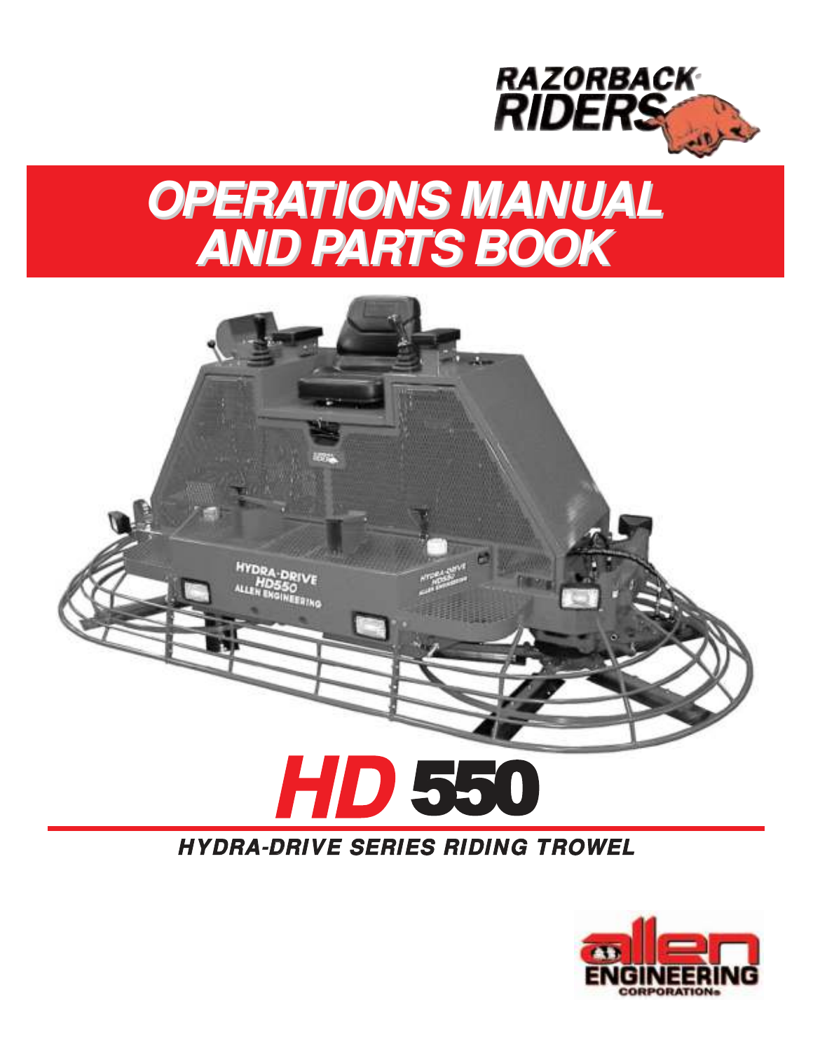RAZORBACK® RIDERS

# OPERATIONS MANUAL AND PARTS BOOK

# HD 550

## HYDRA-DRIVE SERIES RIDING TROWEL

allen ENGINEERING CORPORATION®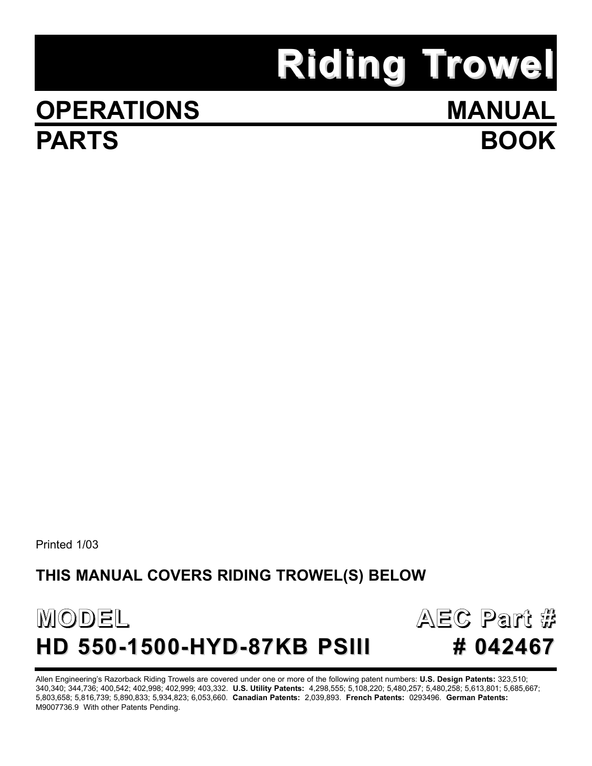# Riding Trowel

## OPERATIONS MANUAL
## PARTS BOOK

Printed 1/03

**THIS MANUAL COVERS RIDING TROWEL(S) BELOW**

| MODEL | AEC Part # |
| --- | --- |
| **HD 550-1500-HYD-87KB PSIII** | **# 042467** |

Allen Engineering's Razorback Riding Trowels are covered under one or more of the following patent numbers: **U.S. Design Patents:** 323,510; 340,340; 344,736; 400,542; 402,998; 402,999; 403,332. **U.S. Utility Patents:** 4,298,555; 5,108,220; 5,480,257; 5,480,258; 5,613,801; 5,685,667; 5,803,658; 5,816,739; 5,890,833; 5,934,823; 6,053,660. **Canadian Patents:** 2,039,893. **French Patents:** 0293496. **German Patents:** M9007736.9 With other Patents Pending.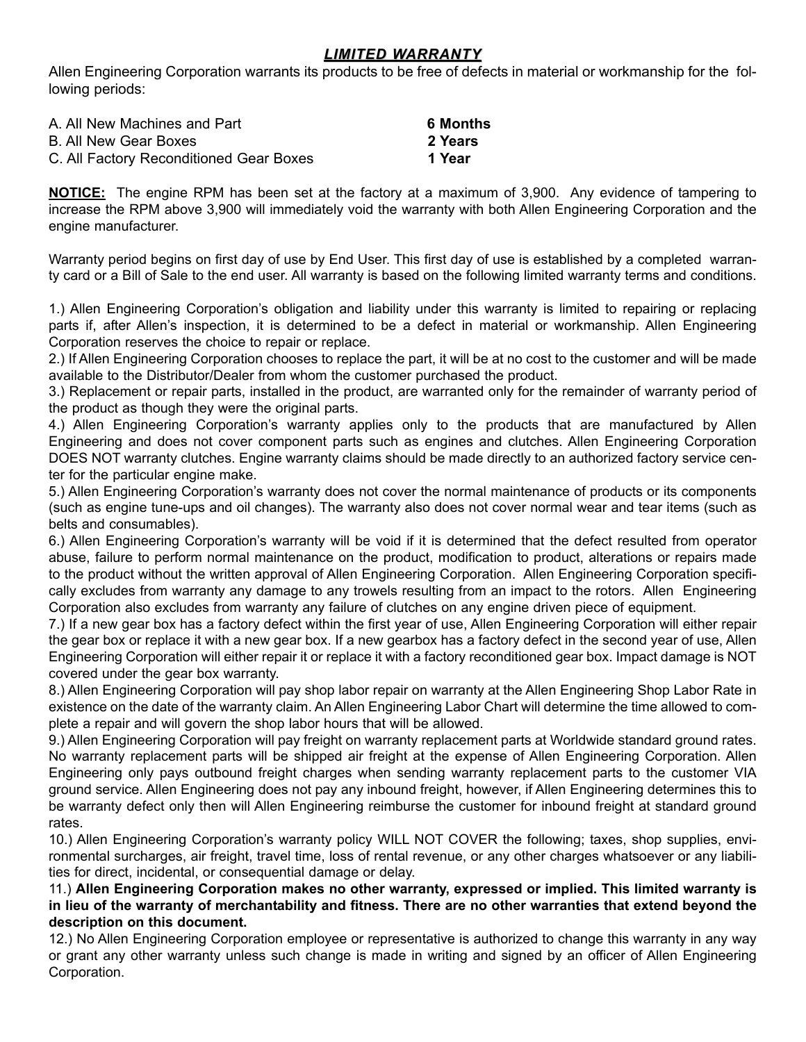## ***LIMITED WARRANTY***

Allen Engineering Corporation warrants its products to be free of defects in material or workmanship for the following periods:

| | |
|---|---|
| A. All New Machines and Part | **6 Months** |
| B. All New Gear Boxes | **2 Years** |
| C. All Factory Reconditioned Gear Boxes | **1 Year** |

**NOTICE:** The engine RPM has been set at the factory at a maximum of 3,900. Any evidence of tampering to increase the RPM above 3,900 will immediately void the warranty with both Allen Engineering Corporation and the engine manufacturer.

Warranty period begins on first day of use by End User. This first day of use is established by a completed warranty card or a Bill of Sale to the end user. All warranty is based on the following limited warranty terms and conditions.

1.) Allen Engineering Corporation's obligation and liability under this warranty is limited to repairing or replacing parts if, after Allen's inspection, it is determined to be a defect in material or workmanship. Allen Engineering Corporation reserves the choice to repair or replace.

2.) If Allen Engineering Corporation chooses to replace the part, it will be at no cost to the customer and will be made available to the Distributor/Dealer from whom the customer purchased the product.

3.) Replacement or repair parts, installed in the product, are warranted only for the remainder of warranty period of the product as though they were the original parts.

4.) Allen Engineering Corporation's warranty applies only to the products that are manufactured by Allen Engineering and does not cover component parts such as engines and clutches. Allen Engineering Corporation DOES NOT warranty clutches. Engine warranty claims should be made directly to an authorized factory service center for the particular engine make.

5.) Allen Engineering Corporation's warranty does not cover the normal maintenance of products or its components (such as engine tune-ups and oil changes). The warranty also does not cover normal wear and tear items (such as belts and consumables).

6.) Allen Engineering Corporation's warranty will be void if it is determined that the defect resulted from operator abuse, failure to perform normal maintenance on the product, modification to product, alterations or repairs made to the product without the written approval of Allen Engineering Corporation. Allen Engineering Corporation specifically excludes from warranty any damage to any trowels resulting from an impact to the rotors. Allen Engineering Corporation also excludes from warranty any failure of clutches on any engine driven piece of equipment.

7.) If a new gear box has a factory defect within the first year of use, Allen Engineering Corporation will either repair the gear box or replace it with a new gear box. If a new gearbox has a factory defect in the second year of use, Allen Engineering Corporation will either repair it or replace it with a factory reconditioned gear box. Impact damage is NOT covered under the gear box warranty.

8.) Allen Engineering Corporation will pay shop labor repair on warranty at the Allen Engineering Shop Labor Rate in existence on the date of the warranty claim. An Allen Engineering Labor Chart will determine the time allowed to complete a repair and will govern the shop labor hours that will be allowed.

9.) Allen Engineering Corporation will pay freight on warranty replacement parts at Worldwide standard ground rates. No warranty replacement parts will be shipped air freight at the expense of Allen Engineering Corporation. Allen Engineering only pays outbound freight charges when sending warranty replacement parts to the customer VIA ground service. Allen Engineering does not pay any inbound freight, however, if Allen Engineering determines this to be warranty defect only then will Allen Engineering reimburse the customer for inbound freight at standard ground rates.

10.) Allen Engineering Corporation's warranty policy WILL NOT COVER the following; taxes, shop supplies, environmental surcharges, air freight, travel time, loss of rental revenue, or any other charges whatsoever or any liabilities for direct, incidental, or consequential damage or delay.

11.) **Allen Engineering Corporation makes no other warranty, expressed or implied. This limited warranty is in lieu of the warranty of merchantability and fitness. There are no other warranties that extend beyond the description on this document.**

12.) No Allen Engineering Corporation employee or representative is authorized to change this warranty in any way or grant any other warranty unless such change is made in writing and signed by an officer of Allen Engineering Corporation.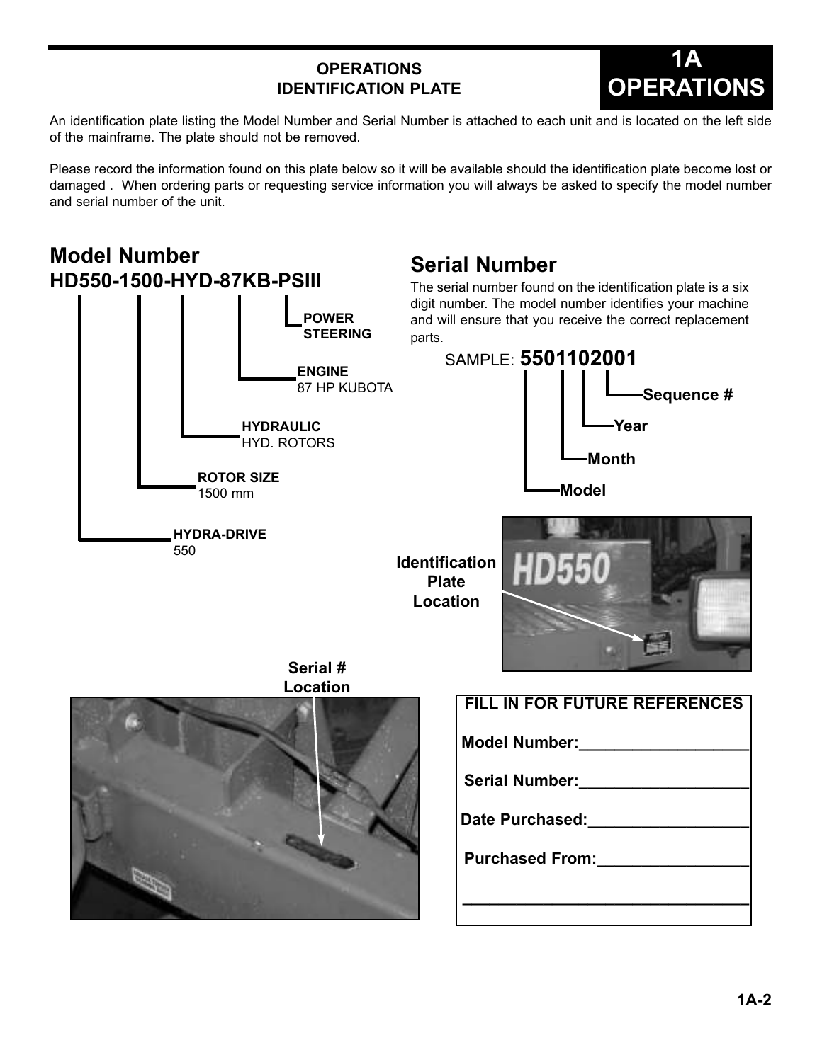## OPERATIONS
## IDENTIFICATION PLATE

An identification plate listing the Model Number and Serial Number is attached to each unit and is located on the left side of the mainframe. The plate should not be removed.

Please record the information found on this plate below so it will be available should the identification plate become lost or damaged . When ordering parts or requesting service information you will always be asked to specify the model number and serial number of the unit.

### Model Number
### HD550-1500-HYD-87KB-PSIII

- **POWER STEERING**
- **ENGINE** 87 HP KUBOTA
- **HYDRAULIC** HYD. ROTORS
- **ROTOR SIZE** 1500 mm
- **HYDRA-DRIVE** 550

### Serial Number

The serial number found on the identification plate is a six digit number. The model number identifies your machine and will ensure that you receive the correct replacement parts.

SAMPLE: **5501102001**

- **Sequence #**
- **Year**
- **Month**
- **Model**

**Identification Plate Location**

**Serial # Location**

| FILL IN FOR FUTURE REFERENCES |
|---|
| Model Number:___________________ |
| Serial Number:___________________ |
| Date Purchased:__________________ |
| Purchased From:_________________ |
| _________________________________ |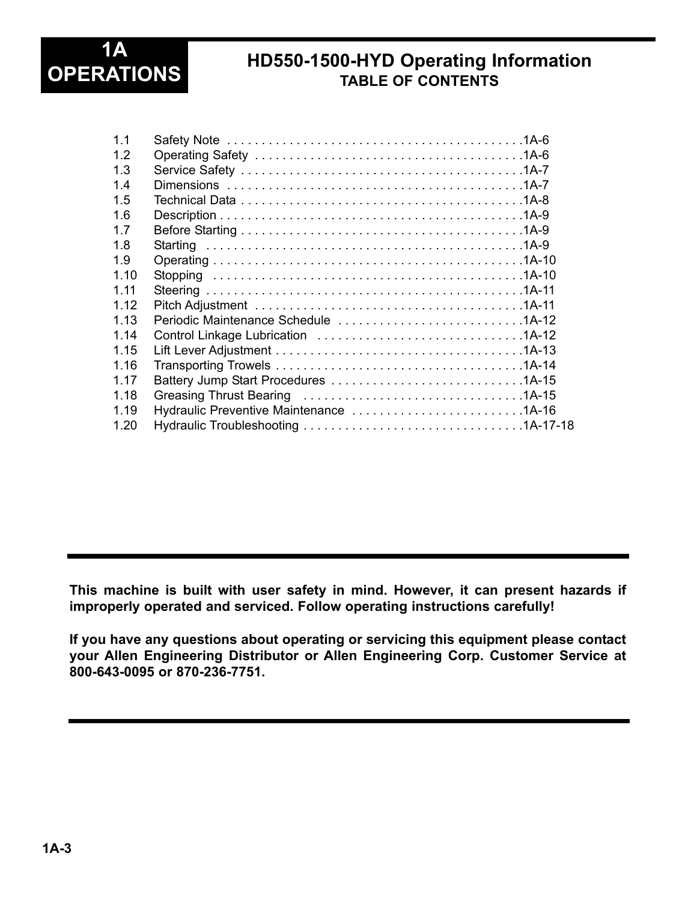# 1A OPERATIONS

## HD550-1500-HYD Operating Information

### TABLE OF CONTENTS

| | | |
|---|---|---|
| 1.1 | Safety Note | 1A-6 |
| 1.2 | Operating Safety | 1A-6 |
| 1.3 | Service Safety | 1A-7 |
| 1.4 | Dimensions | 1A-7 |
| 1.5 | Technical Data | 1A-8 |
| 1.6 | Description | 1A-9 |
| 1.7 | Before Starting | 1A-9 |
| 1.8 | Starting | 1A-9 |
| 1.9 | Operating | 1A-10 |
| 1.10 | Stopping | 1A-10 |
| 1.11 | Steering | 1A-11 |
| 1.12 | Pitch Adjustment | 1A-11 |
| 1.13 | Periodic Maintenance Schedule | 1A-12 |
| 1.14 | Control Linkage Lubrication | 1A-12 |
| 1.15 | Lift Lever Adjustment | 1A-13 |
| 1.16 | Transporting Trowels | 1A-14 |
| 1.17 | Battery Jump Start Procedures | 1A-15 |
| 1.18 | Greasing Thrust Bearing | 1A-15 |
| 1.19 | Hydraulic Preventive Maintenance | 1A-16 |
| 1.20 | Hydraulic Troubleshooting | 1A-17-18 |

---

**This machine is built with user safety in mind. However, it can present hazards if improperly operated and serviced. Follow operating instructions carefully!**

**If you have any questions about operating or servicing this equipment please contact your Allen Engineering Distributor or Allen Engineering Corp. Customer Service at 800-643-0095 or 870-236-7751.**

---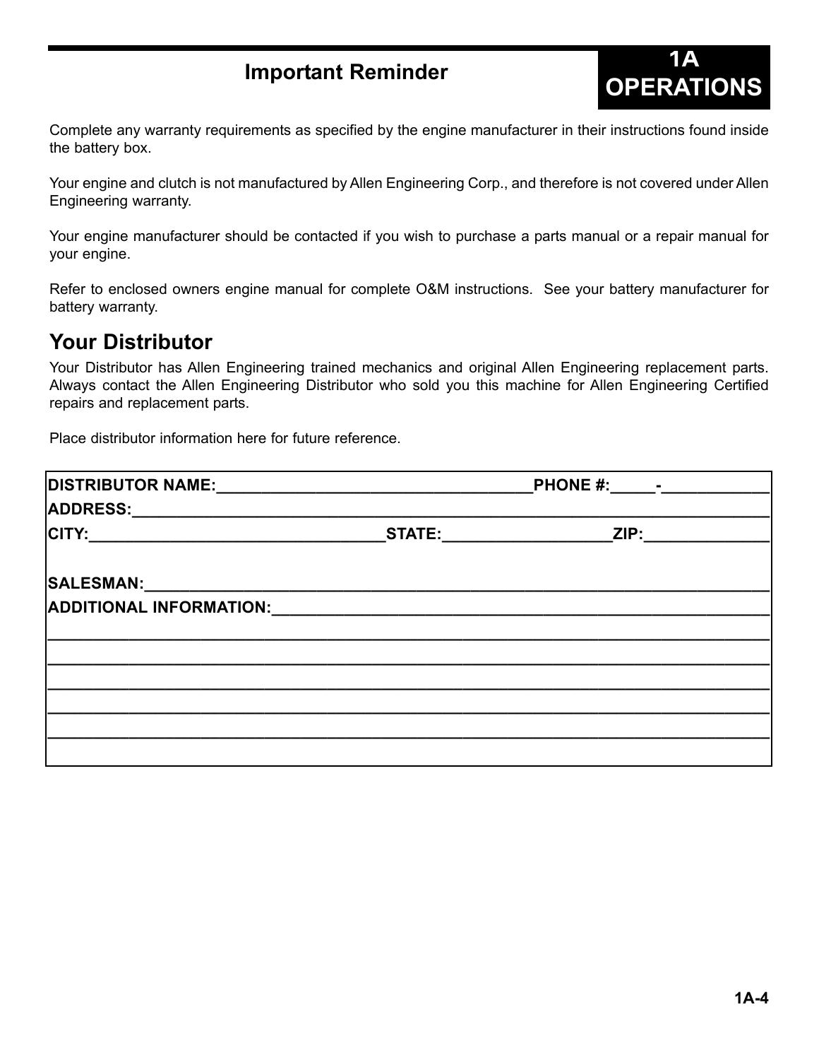## Important Reminder

**1A OPERATIONS**

Complete any warranty requirements as specified by the engine manufacturer in their instructions found inside the battery box.

Your engine and clutch is not manufactured by Allen Engineering Corp., and therefore is not covered under Allen Engineering warranty.

Your engine manufacturer should be contacted if you wish to purchase a parts manual or a repair manual for your engine.

Refer to enclosed owners engine manual for complete O&M instructions. See your battery manufacturer for battery warranty.

## Your Distributor

Your Distributor has Allen Engineering trained mechanics and original Allen Engineering replacement parts. Always contact the Allen Engineering Distributor who sold you this machine for Allen Engineering Certified repairs and replacement parts.

Place distributor information here for future reference.

**DISTRIBUTOR NAME:**___________________________________**PHONE #:**_____-___________

**ADDRESS:**_____________________________________________________________________

**CITY:**________________________________**STATE:**__________________**ZIP:**_____________

**SALESMAN:**___________________________________________________________________

**ADDITIONAL INFORMATION:**______________________________________________________

_______________________________________________________________________________

_______________________________________________________________________________

_______________________________________________________________________________

_______________________________________________________________________________

_______________________________________________________________________________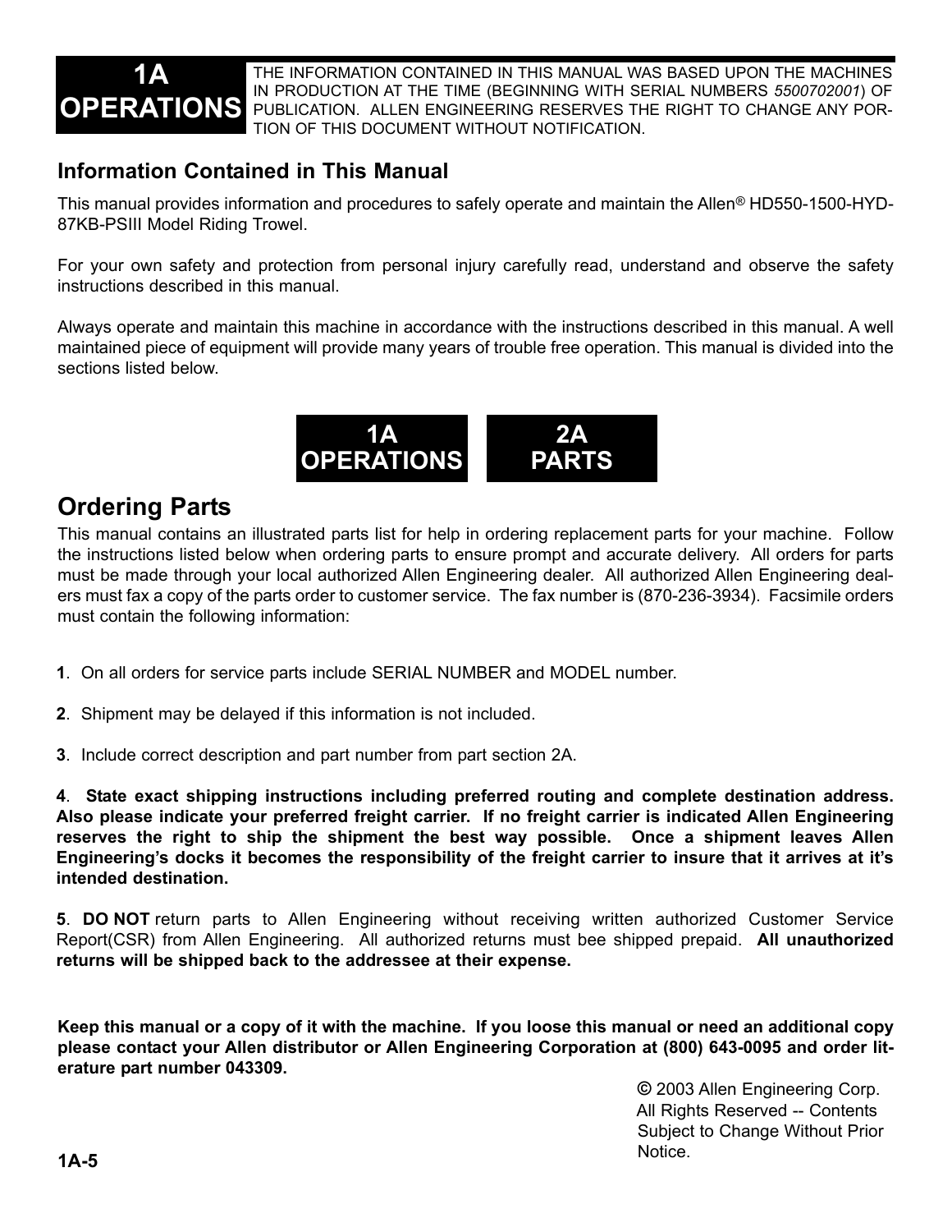# 1A OPERATIONS

THE INFORMATION CONTAINED IN THIS MANUAL WAS BASED UPON THE MACHINES IN PRODUCTION AT THE TIME (BEGINNING WITH SERIAL NUMBERS *5500702001*) OF PUBLICATION. ALLEN ENGINEERING RESERVES THE RIGHT TO CHANGE ANY PORTION OF THIS DOCUMENT WITHOUT NOTIFICATION.

## Information Contained in This Manual

This manual provides information and procedures to safely operate and maintain the Allen® HD550-1500-HYD-87KB-PSIII Model Riding Trowel.

For your own safety and protection from personal injury carefully read, understand and observe the safety instructions described in this manual.

Always operate and maintain this machine in accordance with the instructions described in this manual. A well maintained piece of equipment will provide many years of trouble free operation. This manual is divided into the sections listed below.

**1A OPERATIONS** **2A PARTS**

## Ordering Parts

This manual contains an illustrated parts list for help in ordering replacement parts for your machine. Follow the instructions listed below when ordering parts to ensure prompt and accurate delivery. All orders for parts must be made through your local authorized Allen Engineering dealer. All authorized Allen Engineering dealers must fax a copy of the parts order to customer service. The fax number is (870-236-3934). Facsimile orders must contain the following information:

**1**. On all orders for service parts include SERIAL NUMBER and MODEL number.

**2**. Shipment may be delayed if this information is not included.

**3**. Include correct description and part number from part section 2A.

**4**. **State exact shipping instructions including preferred routing and complete destination address. Also please indicate your preferred freight carrier. If no freight carrier is indicated Allen Engineering reserves the right to ship the shipment the best way possible. Once a shipment leaves Allen Engineering's docks it becomes the responsibility of the freight carrier to insure that it arrives at it's intended destination.**

**5**. **DO NOT** return parts to Allen Engineering without receiving written authorized Customer Service Report(CSR) from Allen Engineering. All authorized returns must bee shipped prepaid. **All unauthorized returns will be shipped back to the addressee at their expense.**

**Keep this manual or a copy of it with the machine. If you loose this manual or need an additional copy please contact your Allen distributor or Allen Engineering Corporation at (800) 643-0095 and order literature part number 043309.**

© 2003 Allen Engineering Corp. All Rights Reserved -- Contents Subject to Change Without Prior Notice.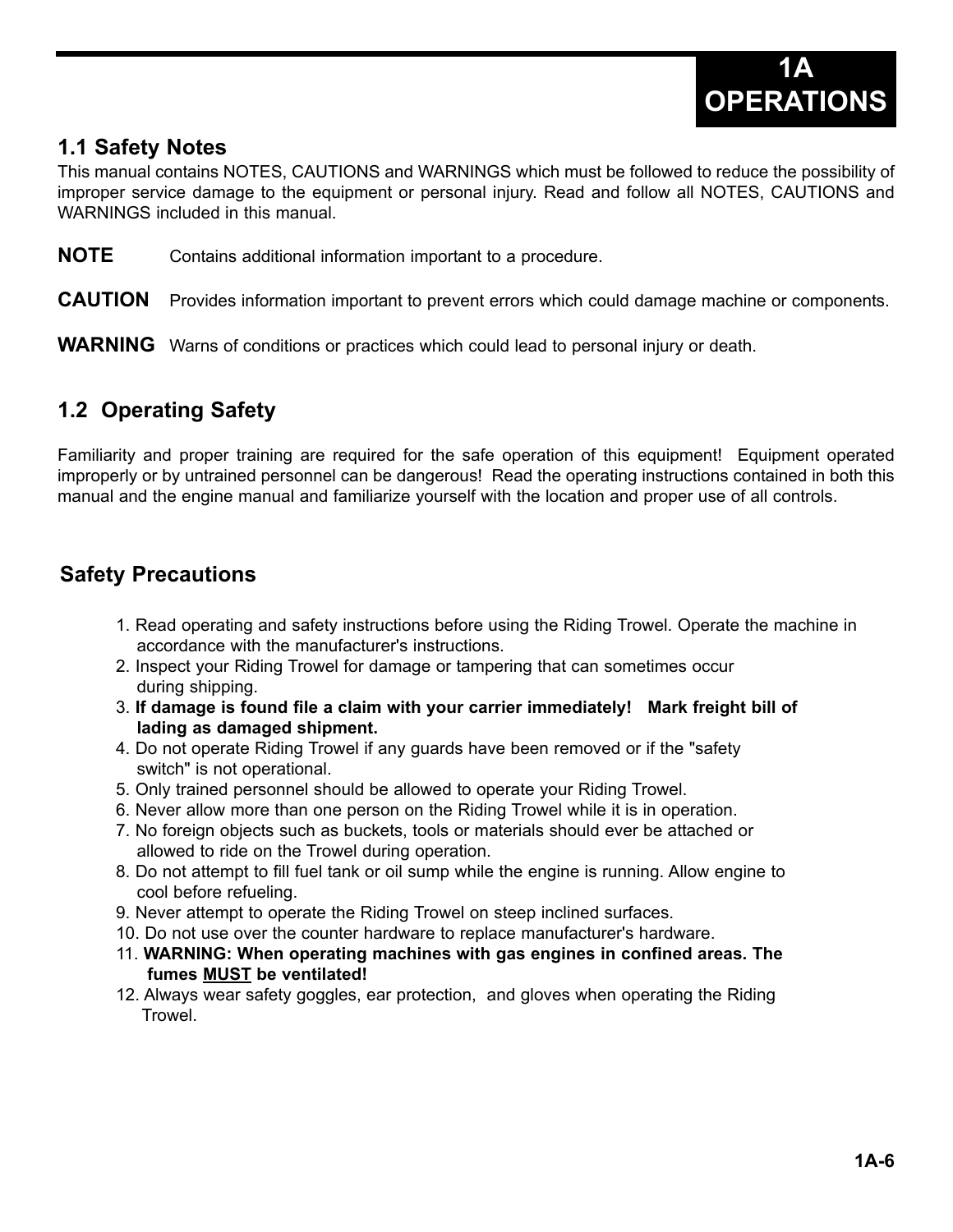# 1A OPERATIONS

## 1.1 Safety Notes

This manual contains NOTES, CAUTIONS and WARNINGS which must be followed to reduce the possibility of improper service damage to the equipment or personal injury. Read and follow all NOTES, CAUTIONS and WARNINGS included in this manual.

**NOTE** Contains additional information important to a procedure.

**CAUTION** Provides information important to prevent errors which could damage machine or components.

**WARNING** Warns of conditions or practices which could lead to personal injury or death.

## 1.2 Operating Safety

Familiarity and proper training are required for the safe operation of this equipment! Equipment operated improperly or by untrained personnel can be dangerous! Read the operating instructions contained in both this manual and the engine manual and familiarize yourself with the location and proper use of all controls.

## Safety Precautions

1. Read operating and safety instructions before using the Riding Trowel. Operate the machine in accordance with the manufacturer's instructions.
2. Inspect your Riding Trowel for damage or tampering that can sometimes occur during shipping.
3. **If damage is found file a claim with your carrier immediately! Mark freight bill of lading as damaged shipment.**
4. Do not operate Riding Trowel if any guards have been removed or if the "safety switch" is not operational.
5. Only trained personnel should be allowed to operate your Riding Trowel.
6. Never allow more than one person on the Riding Trowel while it is in operation.
7. No foreign objects such as buckets, tools or materials should ever be attached or allowed to ride on the Trowel during operation.
8. Do not attempt to fill fuel tank or oil sump while the engine is running. Allow engine to cool before refueling.
9. Never attempt to operate the Riding Trowel on steep inclined surfaces.
10. Do not use over the counter hardware to replace manufacturer's hardware.
11. **WARNING: When operating machines with gas engines in confined areas. The fumes <u>MUST</u> be ventilated!**
12. Always wear safety goggles, ear protection, and gloves when operating the Riding Trowel.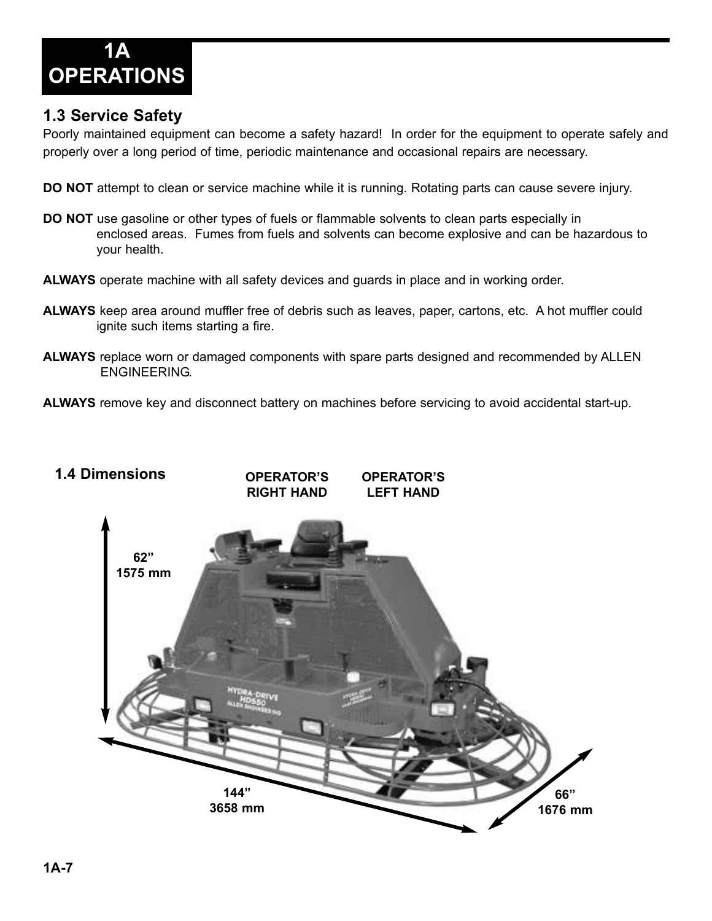# 1A OPERATIONS

## 1.3 Service Safety

Poorly maintained equipment can become a safety hazard! In order for the equipment to operate safely and properly over a long period of time, periodic maintenance and occasional repairs are necessary.

**DO NOT** attempt to clean or service machine while it is running. Rotating parts can cause severe injury.

**DO NOT** use gasoline or other types of fuels or flammable solvents to clean parts especially in enclosed areas. Fumes from fuels and solvents can become explosive and can be hazardous to your health.

**ALWAYS** operate machine with all safety devices and guards in place and in working order.

**ALWAYS** keep area around muffler free of debris such as leaves, paper, cartons, etc. A hot muffler could ignite such items starting a fire.

**ALWAYS** replace worn or damaged components with spare parts designed and recommended by ALLEN ENGINEERING.

**ALWAYS** remove key and disconnect battery on machines before servicing to avoid accidental start-up.

## 1.4 Dimensions

**OPERATOR'S RIGHT HAND** **OPERATOR'S LEFT HAND**

62"
1575 mm

144"
3658 mm

66"
1676 mm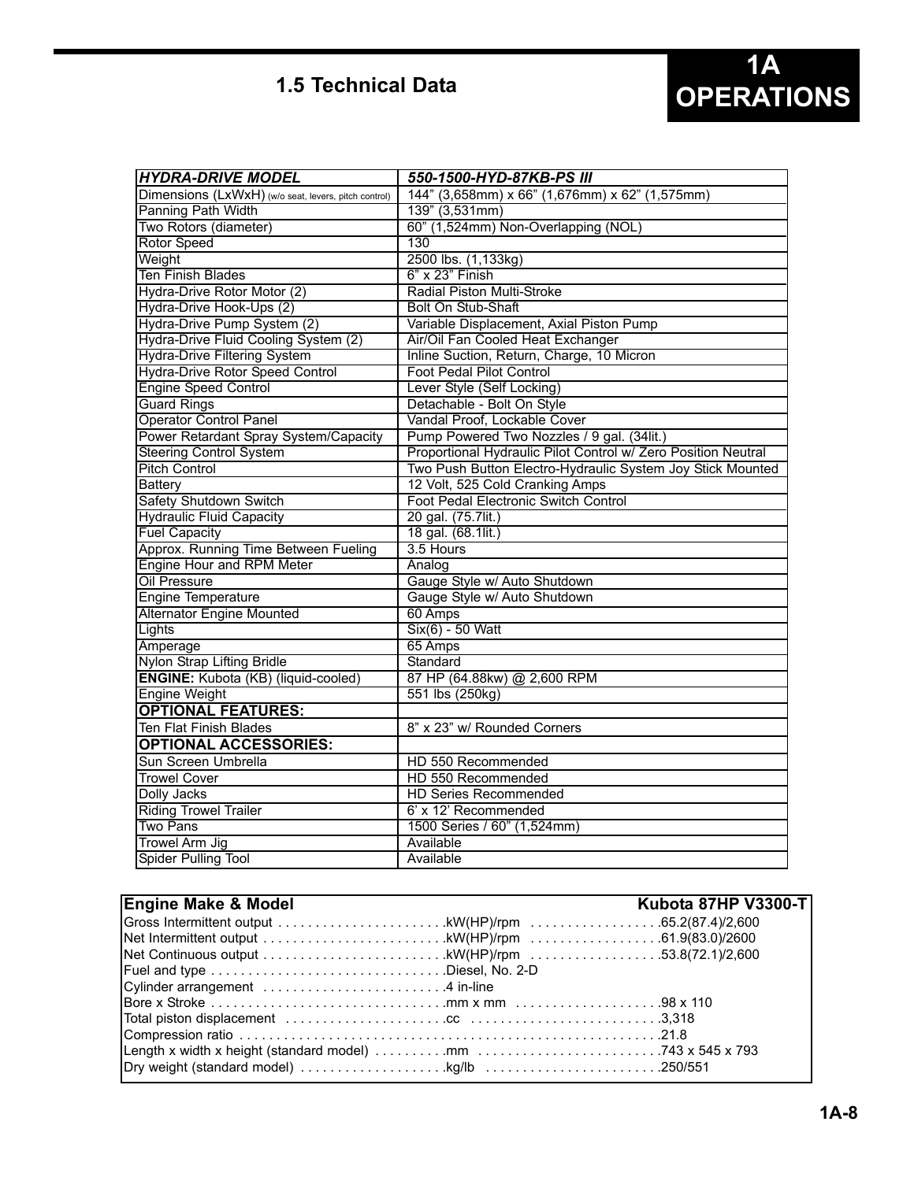## 1.5 Technical Data

| *HYDRA-DRIVE MODEL* | *550-1500-HYD-87KB-PS III* |
|---|---|
| Dimensions (LxWxH) (w/o seat, levers, pitch control) | 144" (3,658mm) x 66" (1,676mm) x 62" (1,575mm) |
| Panning Path Width | 139" (3,531mm) |
| Two Rotors (diameter) | 60" (1,524mm) Non-Overlapping (NOL) |
| Rotor Speed | 130 |
| Weight | 2500 lbs. (1,133kg) |
| Ten Finish Blades | 6" x 23" Finish |
| Hydra-Drive Rotor Motor (2) | Radial Piston Multi-Stroke |
| Hydra-Drive Hook-Ups (2) | Bolt On Stub-Shaft |
| Hydra-Drive Pump System (2) | Variable Displacement, Axial Piston Pump |
| Hydra-Drive Fluid Cooling System (2) | Air/Oil Fan Cooled Heat Exchanger |
| Hydra-Drive Filtering System | Inline Suction, Return, Charge, 10 Micron |
| Hydra-Drive Rotor Speed Control | Foot Pedal Pilot Control |
| Engine Speed Control | Lever Style (Self Locking) |
| Guard Rings | Detachable - Bolt On Style |
| Operator Control Panel | Vandal Proof, Lockable Cover |
| Power Retardant Spray System/Capacity | Pump Powered Two Nozzles / 9 gal. (34lit.) |
| Steering Control System | Proportional Hydraulic Pilot Control w/ Zero Position Neutral |
| Pitch Control | Two Push Button Electro-Hydraulic System Joy Stick Mounted |
| Battery | 12 Volt, 525 Cold Cranking Amps |
| Safety Shutdown Switch | Foot Pedal Electronic Switch Control |
| Hydraulic Fluid Capacity | 20 gal. (75.7lit.) |
| Fuel Capacity | 18 gal. (68.1lit.) |
| Approx. Running Time Between Fueling | 3.5 Hours |
| Engine Hour and RPM Meter | Analog |
| Oil Pressure | Gauge Style w/ Auto Shutdown |
| Engine Temperature | Gauge Style w/ Auto Shutdown |
| Alternator Engine Mounted | 60 Amps |
| Lights | Six(6) - 50 Watt |
| Amperage | 65 Amps |
| Nylon Strap Lifting Bridle | Standard |
| **ENGINE:** Kubota (KB) (liquid-cooled) | 87 HP (64.88kw) @ 2,600 RPM |
| Engine Weight | 551 lbs (250kg) |
| **OPTIONAL FEATURES:** | |
| Ten Flat Finish Blades | 8" x 23" w/ Rounded Corners |
| **OPTIONAL ACCESSORIES:** | |
| Sun Screen Umbrella | HD 550 Recommended |
| Trowel Cover | HD 550 Recommended |
| Dolly Jacks | HD Series Recommended |
| Riding Trowel Trailer | 6' x 12' Recommended |
| Two Pans | 1500 Series / 60" (1,524mm) |
| Trowel Arm Jig | Available |
| Spider Pulling Tool | Available |

| **Engine Make & Model** | | **Kubota 87HP V3300-T** |
|---|---|---|
| Gross Intermittent output | kW(HP)/rpm | 65.2(87.4)/2,600 |
| Net Intermittent output | kW(HP)/rpm | 61.9(83.0)/2600 |
| Net Continuous output | kW(HP)/rpm | 53.8(72.1)/2,600 |
| Fuel and type | Diesel, No. 2-D | |
| Cylinder arrangement | 4 in-line | |
| Bore x Stroke | mm x mm | 98 x 110 |
| Total piston displacement | cc | 3,318 |
| Compression ratio | | 21.8 |
| Length x width x height (standard model) | mm | 743 x 545 x 793 |
| Dry weight (standard model) | kg/lb | 250/551 |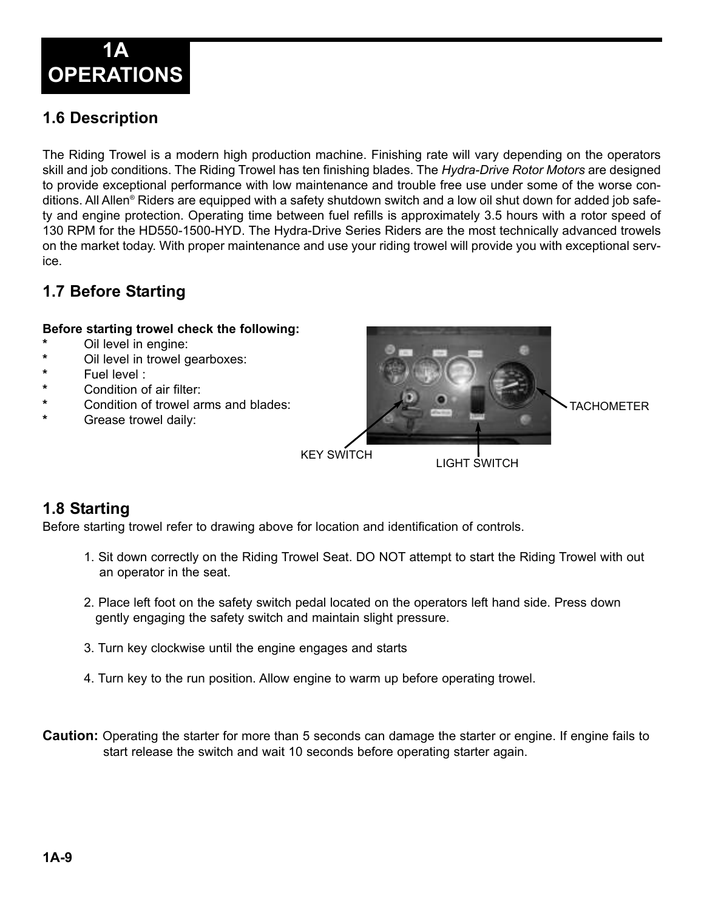# 1A OPERATIONS

## 1.6 Description

The Riding Trowel is a modern high production machine. Finishing rate will vary depending on the operators skill and job conditions. The Riding Trowel has ten finishing blades. The *Hydra-Drive Rotor Motors* are designed to provide exceptional performance with low maintenance and trouble free use under some of the worse conditions. All Allen® Riders are equipped with a safety shutdown switch and a low oil shut down for added job safety and engine protection. Operating time between fuel refills is approximately 3.5 hours with a rotor speed of 130 RPM for the HD550-1500-HYD. The Hydra-Drive Series Riders are the most technically advanced trowels on the market today. With proper maintenance and use your riding trowel will provide you with exceptional service.

## 1.7 Before Starting

**Before starting trowel check the following:**

* Oil level in engine:
* Oil level in trowel gearboxes:
* Fuel level :
* Condition of air filter:
* Condition of trowel arms and blades:
* Grease trowel daily:

TACHOMETER

KEY SWITCH

LIGHT SWITCH

## 1.8 Starting

Before starting trowel refer to drawing above for location and identification of controls.

1. Sit down correctly on the Riding Trowel Seat. DO NOT attempt to start the Riding Trowel with out an operator in the seat.

2. Place left foot on the safety switch pedal located on the operators left hand side. Press down gently engaging the safety switch and maintain slight pressure.

3. Turn key clockwise until the engine engages and starts

4. Turn key to the run position. Allow engine to warm up before operating trowel.

**Caution:** Operating the starter for more than 5 seconds can damage the starter or engine. If engine fails to start release the switch and wait 10 seconds before operating starter again.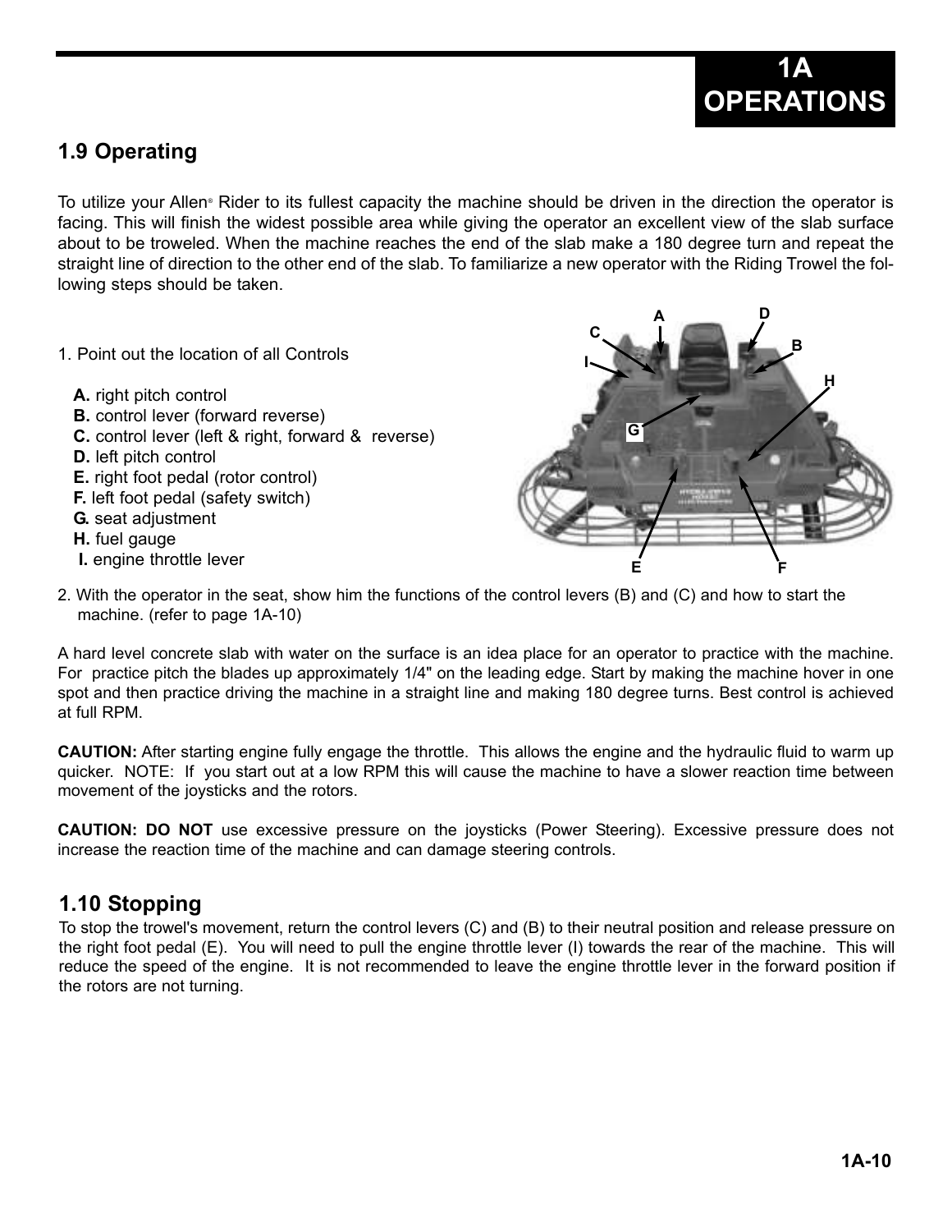## 1.9 Operating

To utilize your Allen® Rider to its fullest capacity the machine should be driven in the direction the operator is facing. This will finish the widest possible area while giving the operator an excellent view of the slab surface about to be troweled. When the machine reaches the end of the slab make a 180 degree turn and repeat the straight line of direction to the other end of the slab. To familiarize a new operator with the Riding Trowel the following steps should be taken.

1. Point out the location of all Controls

   **A.** right pitch control
   **B.** control lever (forward reverse)
   **C.** control lever (left & right, forward & reverse)
   **D.** left pitch control
   **E.** right foot pedal (rotor control)
   **F.** left foot pedal (safety switch)
   **G.** seat adjustment
   **H.** fuel gauge
   **I.** engine throttle lever

2. With the operator in the seat, show him the functions of the control levers (B) and (C) and how to start the machine. (refer to page 1A-10)

A hard level concrete slab with water on the surface is an idea place for an operator to practice with the machine. For practice pitch the blades up approximately 1/4" on the leading edge. Start by making the machine hover in one spot and then practice driving the machine in a straight line and making 180 degree turns. Best control is achieved at full RPM.

**CAUTION:** After starting engine fully engage the throttle. This allows the engine and the hydraulic fluid to warm up quicker. NOTE: If you start out at a low RPM this will cause the machine to have a slower reaction time between movement of the joysticks and the rotors.

**CAUTION: DO NOT** use excessive pressure on the joysticks (Power Steering). Excessive pressure does not increase the reaction time of the machine and can damage steering controls.

## 1.10 Stopping

To stop the trowel's movement, return the control levers (C) and (B) to their neutral position and release pressure on the right foot pedal (E). You will need to pull the engine throttle lever (I) towards the rear of the machine. This will reduce the speed of the engine. It is not recommended to leave the engine throttle lever in the forward position if the rotors are not turning.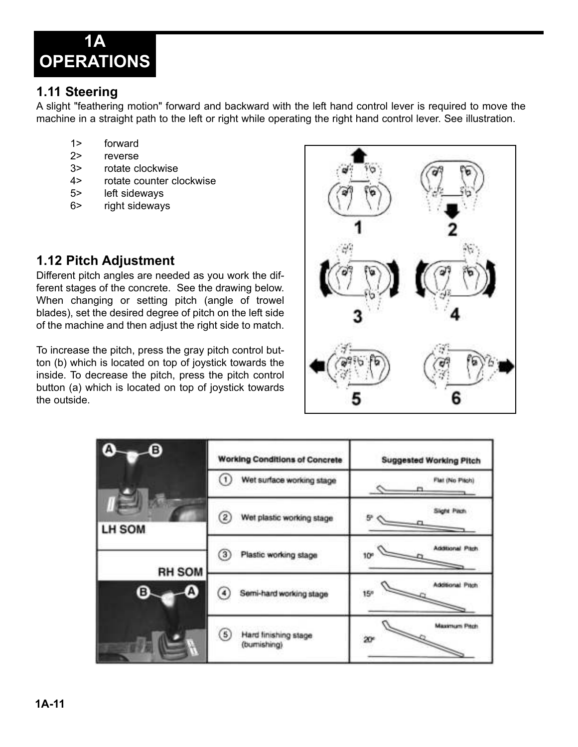# 1A OPERATIONS

## 1.11 Steering

A slight "feathering motion" forward and backward with the left hand control lever is required to move the machine in a straight path to the left or right while operating the right hand control lever. See illustration.

1> forward
2> reverse
3> rotate clockwise
4> rotate counter clockwise
5> left sideways
6> right sideways

## 1.12 Pitch Adjustment

Different pitch angles are needed as you work the different stages of the concrete. See the drawing below. When changing or setting pitch (angle of trowel blades), set the desired degree of pitch on the left side of the machine and then adjust the right side to match.

To increase the pitch, press the gray pitch control button (b) which is located on top of joystick towards the inside. To decrease the pitch, press the pitch control button (a) which is located on top of joystick towards the outside.

| | Working Conditions of Concrete | Suggested Working Pitch |
|---|---|---|
| LH SOM (A, B) | ① Wet surface working stage | Flat (No Pitch) |
| | ② Wet plastic working stage | 5° Slight Pitch |
| | ③ Plastic working stage | 10° Additional Pitch |
| RH SOM (B, A) | ④ Semi-hard working stage | 15° Additional Pitch |
| | ⑤ Hard finishing stage (burnishing) | 20° Maximum Pitch |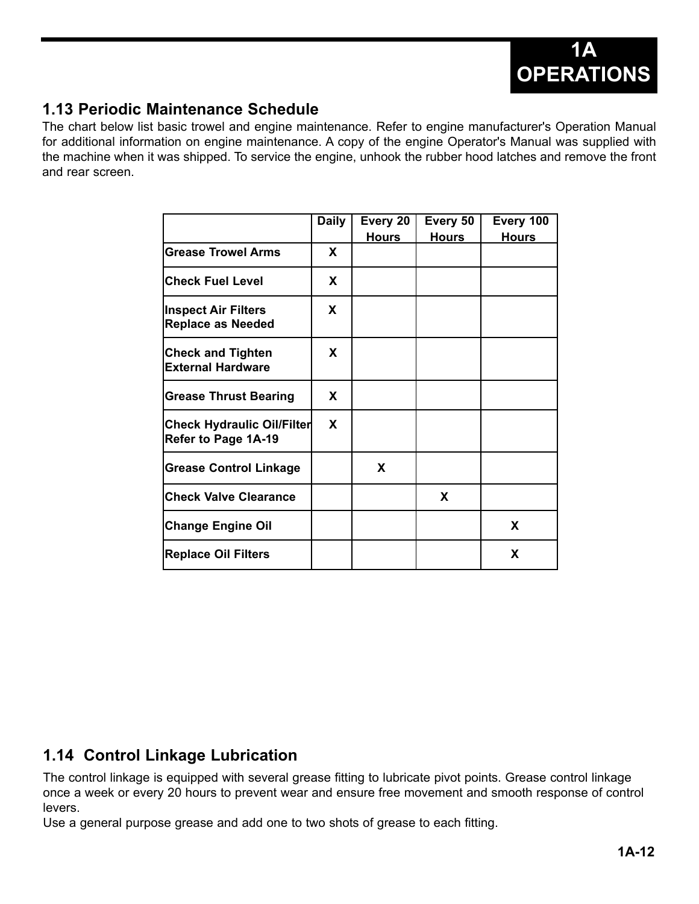## 1.13 Periodic Maintenance Schedule

The chart below list basic trowel and engine maintenance. Refer to engine manufacturer's Operation Manual for additional information on engine maintenance. A copy of the engine Operator's Manual was supplied with the machine when it was shipped. To service the engine, unhook the rubber hood latches and remove the front and rear screen.

| | Daily | Every 20 Hours | Every 50 Hours | Every 100 Hours |
|---|---|---|---|---|
| **Grease Trowel Arms** | X | | | |
| **Check Fuel Level** | X | | | |
| **Inspect Air Filters Replace as Needed** | X | | | |
| **Check and Tighten External Hardware** | X | | | |
| **Grease Thrust Bearing** | X | | | |
| **Check Hydraulic Oil/Filter Refer to Page 1A-19** | X | | | |
| **Grease Control Linkage** | | X | | |
| **Check Valve Clearance** | | | X | |
| **Change Engine Oil** | | | | X |
| **Replace Oil Filters** | | | | X |

## 1.14 Control Linkage Lubrication

The control linkage is equipped with several grease fitting to lubricate pivot points. Grease control linkage once a week or every 20 hours to prevent wear and ensure free movement and smooth response of control levers.

Use a general purpose grease and add one to two shots of grease to each fitting.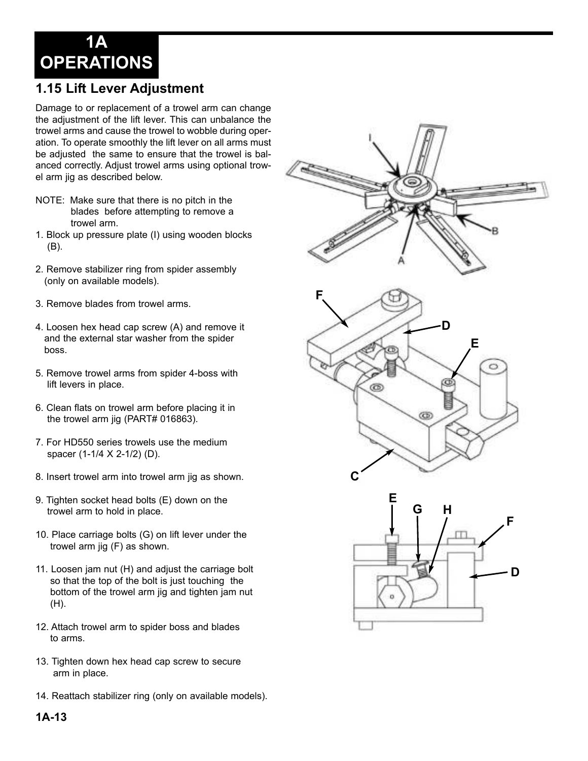# 1A OPERATIONS

## 1.15 Lift Lever Adjustment

Damage to or replacement of a trowel arm can change the adjustment of the lift lever. This can unbalance the trowel arms and cause the trowel to wobble during operation. To operate smoothly the lift lever on all arms must be adjusted the same to ensure that the trowel is balanced correctly. Adjust trowel arms using optional trowel arm jig as described below.

NOTE: Make sure that there is no pitch in the blades before attempting to remove a trowel arm.

1. Block up pressure plate (I) using wooden blocks (B).
2. Remove stabilizer ring from spider assembly (only on available models).
3. Remove blades from trowel arms.
4. Loosen hex head cap screw (A) and remove it and the external star washer from the spider boss.
5. Remove trowel arms from spider 4-boss with lift levers in place.
6. Clean flats on trowel arm before placing it in the trowel arm jig (PART# 016863).
7. For HD550 series trowels use the medium spacer (1-1/4 X 2-1/2) (D).
8. Insert trowel arm into trowel arm jig as shown.
9. Tighten socket head bolts (E) down on the trowel arm to hold in place.
10. Place carriage bolts (G) on lift lever under the trowel arm jig (F) as shown.
11. Loosen jam nut (H) and adjust the carriage bolt so that the top of the bolt is just touching the bottom of the trowel arm jig and tighten jam nut (H).
12. Attach trowel arm to spider boss and blades to arms.
13. Tighten down hex head cap screw to secure arm in place.
14. Reattach stabilizer ring (only on available models).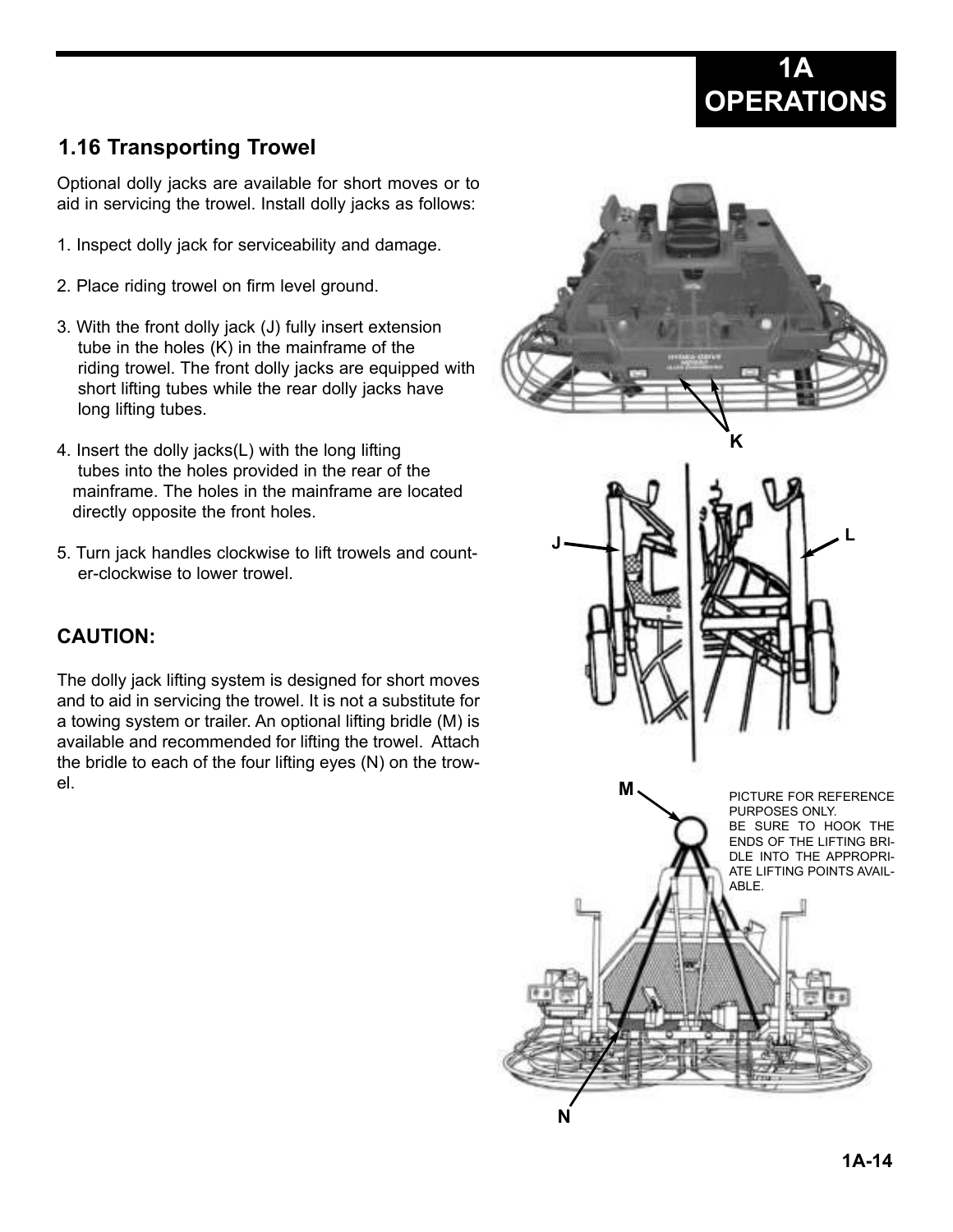## 1.16 Transporting Trowel

Optional dolly jacks are available for short moves or to aid in servicing the trowel. Install dolly jacks as follows:

1. Inspect dolly jack for serviceability and damage.

2. Place riding trowel on firm level ground.

3. With the front dolly jack (J) fully insert extension tube in the holes (K) in the mainframe of the riding trowel. The front dolly jacks are equipped with short lifting tubes while the rear dolly jacks have long lifting tubes.

4. Insert the dolly jacks(L) with the long lifting tubes into the holes provided in the rear of the mainframe. The holes in the mainframe are located directly opposite the front holes.

5. Turn jack handles clockwise to lift trowels and counter-clockwise to lower trowel.

### CAUTION:

The dolly jack lifting system is designed for short moves and to aid in servicing the trowel. It is not a substitute for a towing system or trailer. An optional lifting bridle (M) is available and recommended for lifting the trowel. Attach the bridle to each of the four lifting eyes (N) on the trowel.

PICTURE FOR REFERENCE PURPOSES ONLY. BE SURE TO HOOK THE ENDS OF THE LIFTING BRIDLE INTO THE APPROPRIATE LIFTING POINTS AVAILABLE.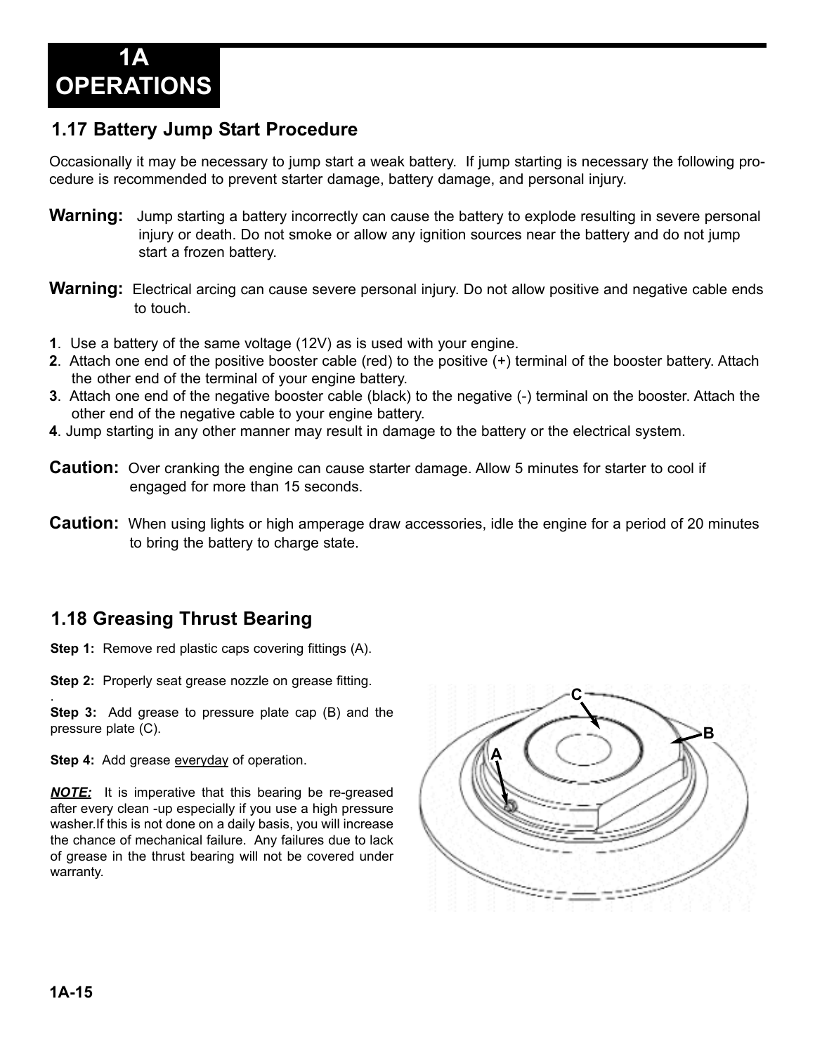# 1A OPERATIONS

## 1.17 Battery Jump Start Procedure

Occasionally it may be necessary to jump start a weak battery. If jump starting is necessary the following procedure is recommended to prevent starter damage, battery damage, and personal injury.

**Warning:** Jump starting a battery incorrectly can cause the battery to explode resulting in severe personal injury or death. Do not smoke or allow any ignition sources near the battery and do not jump start a frozen battery.

**Warning:** Electrical arcing can cause severe personal injury. Do not allow positive and negative cable ends to touch.

**1**. Use a battery of the same voltage (12V) as is used with your engine.
**2**. Attach one end of the positive booster cable (red) to the positive (+) terminal of the booster battery. Attach the other end of the terminal of your engine battery.
**3**. Attach one end of the negative booster cable (black) to the negative (-) terminal on the booster. Attach the other end of the negative cable to your engine battery.
**4**. Jump starting in any other manner may result in damage to the battery or the electrical system.

**Caution:** Over cranking the engine can cause starter damage. Allow 5 minutes for starter to cool if engaged for more than 15 seconds.

**Caution:** When using lights or high amperage draw accessories, idle the engine for a period of 20 minutes to bring the battery to charge state.

## 1.18 Greasing Thrust Bearing

**Step 1:** Remove red plastic caps covering fittings (A).

**Step 2:** Properly seat grease nozzle on grease fitting.

**Step 3:** Add grease to pressure plate cap (B) and the pressure plate (C).

**Step 4:** Add grease everyday of operation.

***NOTE:*** It is imperative that this bearing be re-greased after every clean -up especially if you use a high pressure washer.If this is not done on a daily basis, you will increase the chance of mechanical failure. Any failures due to lack of grease in the thrust bearing will not be covered under warranty.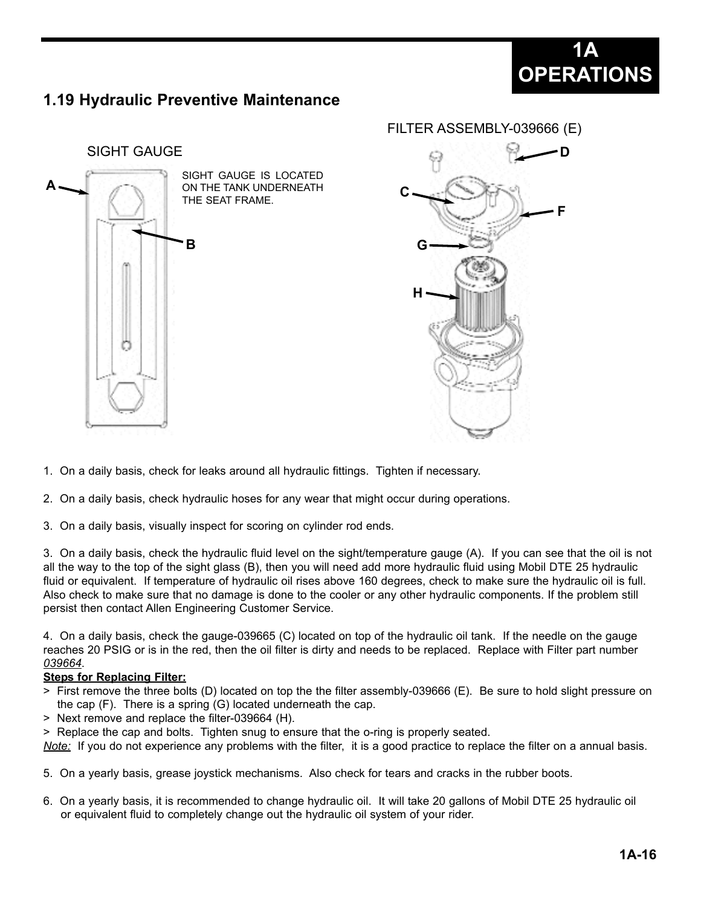## 1.19 Hydraulic Preventive Maintenance

SIGHT GAUGE

SIGHT GAUGE IS LOCATED ON THE TANK UNDERNEATH THE SEAT FRAME.

FILTER ASSEMBLY-039666 (E)

1. On a daily basis, check for leaks around all hydraulic fittings. Tighten if necessary.

2. On a daily basis, check hydraulic hoses for any wear that might occur during operations.

3. On a daily basis, visually inspect for scoring on cylinder rod ends.

3. On a daily basis, check the hydraulic fluid level on the sight/temperature gauge (A). If you can see that the oil is not all the way to the top of the sight glass (B), then you will need add more hydraulic fluid using Mobil DTE 25 hydraulic fluid or equivalent. If temperature of hydraulic oil rises above 160 degrees, check to make sure the hydraulic oil is full. Also check to make sure that no damage is done to the cooler or any other hydraulic components. If the problem still persist then contact Allen Engineering Customer Service.

4. On a daily basis, check the gauge-039665 (C) located on top of the hydraulic oil tank. If the needle on the gauge reaches 20 PSIG or is in the red, then the oil filter is dirty and needs to be replaced. Replace with Filter part number *039664*.

**Steps for Replacing Filter:**

> First remove the three bolts (D) located on top the the filter assembly-039666 (E). Be sure to hold slight pressure on the cap (F). There is a spring (G) located underneath the cap.
> Next remove and replace the filter-039664 (H).
> Replace the cap and bolts. Tighten snug to ensure that the o-ring is properly seated.

*Note:* If you do not experience any problems with the filter, it is a good practice to replace the filter on a annual basis.

5. On a yearly basis, grease joystick mechanisms. Also check for tears and cracks in the rubber boots.

6. On a yearly basis, it is recommended to change hydraulic oil. It will take 20 gallons of Mobil DTE 25 hydraulic oil or equivalent fluid to completely change out the hydraulic oil system of your rider.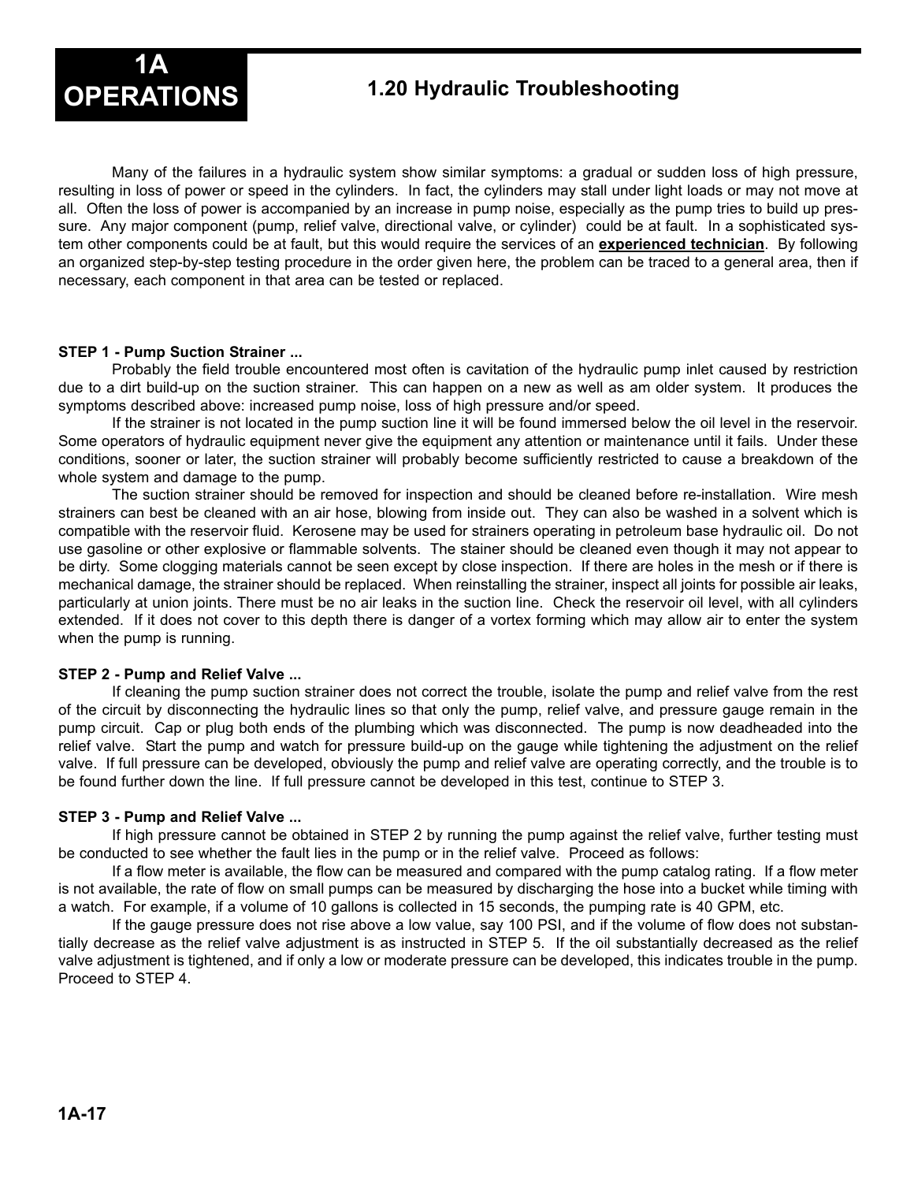# 1A OPERATIONS

## 1.20 Hydraulic Troubleshooting

Many of the failures in a hydraulic system show similar symptoms: a gradual or sudden loss of high pressure, resulting in loss of power or speed in the cylinders. In fact, the cylinders may stall under light loads or may not move at all. Often the loss of power is accompanied by an increase in pump noise, especially as the pump tries to build up pressure. Any major component (pump, relief valve, directional valve, or cylinder) could be at fault. In a sophisticated system other components could be at fault, but this would require the services of an **experienced technician**. By following an organized step-by-step testing procedure in the order given here, the problem can be traced to a general area, then if necessary, each component in that area can be tested or replaced.

**STEP 1 - Pump Suction Strainer ...**

Probably the field trouble encountered most often is cavitation of the hydraulic pump inlet caused by restriction due to a dirt build-up on the suction strainer. This can happen on a new as well as am older system. It produces the symptoms described above: increased pump noise, loss of high pressure and/or speed.

If the strainer is not located in the pump suction line it will be found immersed below the oil level in the reservoir. Some operators of hydraulic equipment never give the equipment any attention or maintenance until it fails. Under these conditions, sooner or later, the suction strainer will probably become sufficiently restricted to cause a breakdown of the whole system and damage to the pump.

The suction strainer should be removed for inspection and should be cleaned before re-installation. Wire mesh strainers can best be cleaned with an air hose, blowing from inside out. They can also be washed in a solvent which is compatible with the reservoir fluid. Kerosene may be used for strainers operating in petroleum base hydraulic oil. Do not use gasoline or other explosive or flammable solvents. The stainer should be cleaned even though it may not appear to be dirty. Some clogging materials cannot be seen except by close inspection. If there are holes in the mesh or if there is mechanical damage, the strainer should be replaced. When reinstalling the strainer, inspect all joints for possible air leaks, particularly at union joints. There must be no air leaks in the suction line. Check the reservoir oil level, with all cylinders extended. If it does not cover to this depth there is danger of a vortex forming which may allow air to enter the system when the pump is running.

**STEP 2 - Pump and Relief Valve ...**

If cleaning the pump suction strainer does not correct the trouble, isolate the pump and relief valve from the rest of the circuit by disconnecting the hydraulic lines so that only the pump, relief valve, and pressure gauge remain in the pump circuit. Cap or plug both ends of the plumbing which was disconnected. The pump is now deadheaded into the relief valve. Start the pump and watch for pressure build-up on the gauge while tightening the adjustment on the relief valve. If full pressure can be developed, obviously the pump and relief valve are operating correctly, and the trouble is to be found further down the line. If full pressure cannot be developed in this test, continue to STEP 3.

**STEP 3 - Pump and Relief Valve ...**

If high pressure cannot be obtained in STEP 2 by running the pump against the relief valve, further testing must be conducted to see whether the fault lies in the pump or in the relief valve. Proceed as follows:

If a flow meter is available, the flow can be measured and compared with the pump catalog rating. If a flow meter is not available, the rate of flow on small pumps can be measured by discharging the hose into a bucket while timing with a watch. For example, if a volume of 10 gallons is collected in 15 seconds, the pumping rate is 40 GPM, etc.

If the gauge pressure does not rise above a low value, say 100 PSI, and if the volume of flow does not substantially decrease as the relief valve adjustment is as instructed in STEP 5. If the oil substantially decreased as the relief valve adjustment is tightened, and if only a low or moderate pressure can be developed, this indicates trouble in the pump. Proceed to STEP 4.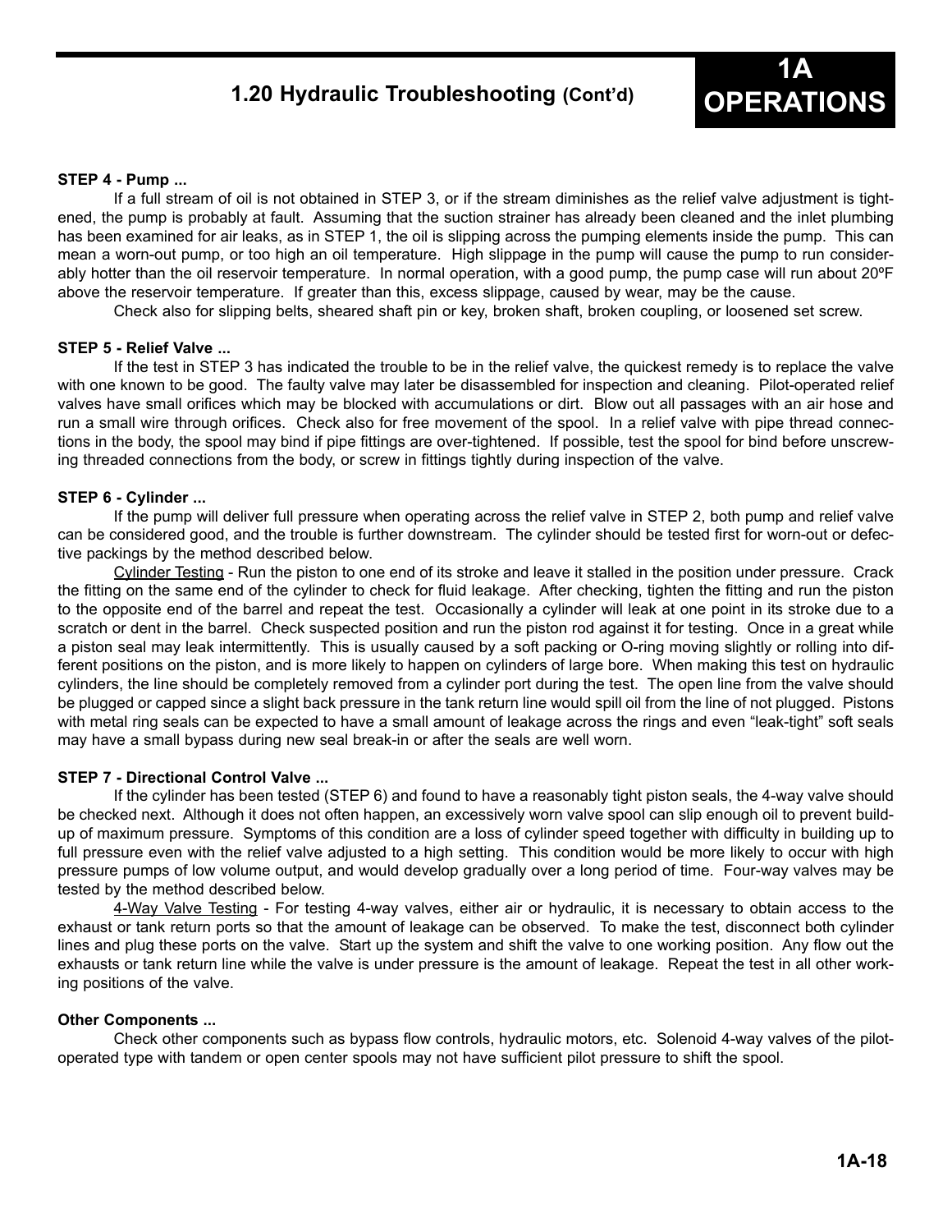## 1.20 Hydraulic Troubleshooting (Cont'd)

**STEP 4 - Pump ...**

If a full stream of oil is not obtained in STEP 3, or if the stream diminishes as the relief valve adjustment is tightened, the pump is probably at fault. Assuming that the suction strainer has already been cleaned and the inlet plumbing has been examined for air leaks, as in STEP 1, the oil is slipping across the pumping elements inside the pump. This can mean a worn-out pump, or too high an oil temperature. High slippage in the pump will cause the pump to run considerably hotter than the oil reservoir temperature. In normal operation, with a good pump, the pump case will run about 20ºF above the reservoir temperature. If greater than this, excess slippage, caused by wear, may be the cause.

Check also for slipping belts, sheared shaft pin or key, broken shaft, broken coupling, or loosened set screw.

**STEP 5 - Relief Valve ...**

If the test in STEP 3 has indicated the trouble to be in the relief valve, the quickest remedy is to replace the valve with one known to be good. The faulty valve may later be disassembled for inspection and cleaning. Pilot-operated relief valves have small orifices which may be blocked with accumulations or dirt. Blow out all passages with an air hose and run a small wire through orifices. Check also for free movement of the spool. In a relief valve with pipe thread connections in the body, the spool may bind if pipe fittings are over-tightened. If possible, test the spool for bind before unscrewing threaded connections from the body, or screw in fittings tightly during inspection of the valve.

**STEP 6 - Cylinder ...**

If the pump will deliver full pressure when operating across the relief valve in STEP 2, both pump and relief valve can be considered good, and the trouble is further downstream. The cylinder should be tested first for worn-out or defective packings by the method described below.

Cylinder Testing - Run the piston to one end of its stroke and leave it stalled in the position under pressure. Crack the fitting on the same end of the cylinder to check for fluid leakage. After checking, tighten the fitting and run the piston to the opposite end of the barrel and repeat the test. Occasionally a cylinder will leak at one point in its stroke due to a scratch or dent in the barrel. Check suspected position and run the piston rod against it for testing. Once in a great while a piston seal may leak intermittently. This is usually caused by a soft packing or O-ring moving slightly or rolling into different positions on the piston, and is more likely to happen on cylinders of large bore. When making this test on hydraulic cylinders, the line should be completely removed from a cylinder port during the test. The open line from the valve should be plugged or capped since a slight back pressure in the tank return line would spill oil from the line of not plugged. Pistons with metal ring seals can be expected to have a small amount of leakage across the rings and even "leak-tight" soft seals may have a small bypass during new seal break-in or after the seals are well worn.

**STEP 7 - Directional Control Valve ...**

If the cylinder has been tested (STEP 6) and found to have a reasonably tight piston seals, the 4-way valve should be checked next. Although it does not often happen, an excessively worn valve spool can slip enough oil to prevent build-up of maximum pressure. Symptoms of this condition are a loss of cylinder speed together with difficulty in building up to full pressure even with the relief valve adjusted to a high setting. This condition would be more likely to occur with high pressure pumps of low volume output, and would develop gradually over a long period of time. Four-way valves may be tested by the method described below.

4-Way Valve Testing - For testing 4-way valves, either air or hydraulic, it is necessary to obtain access to the exhaust or tank return ports so that the amount of leakage can be observed. To make the test, disconnect both cylinder lines and plug these ports on the valve. Start up the system and shift the valve to one working position. Any flow out the exhausts or tank return line while the valve is under pressure is the amount of leakage. Repeat the test in all other working positions of the valve.

**Other Components ...**

Check other components such as bypass flow controls, hydraulic motors, etc. Solenoid 4-way valves of the pilot-operated type with tandem or open center spools may not have sufficient pilot pressure to shift the spool.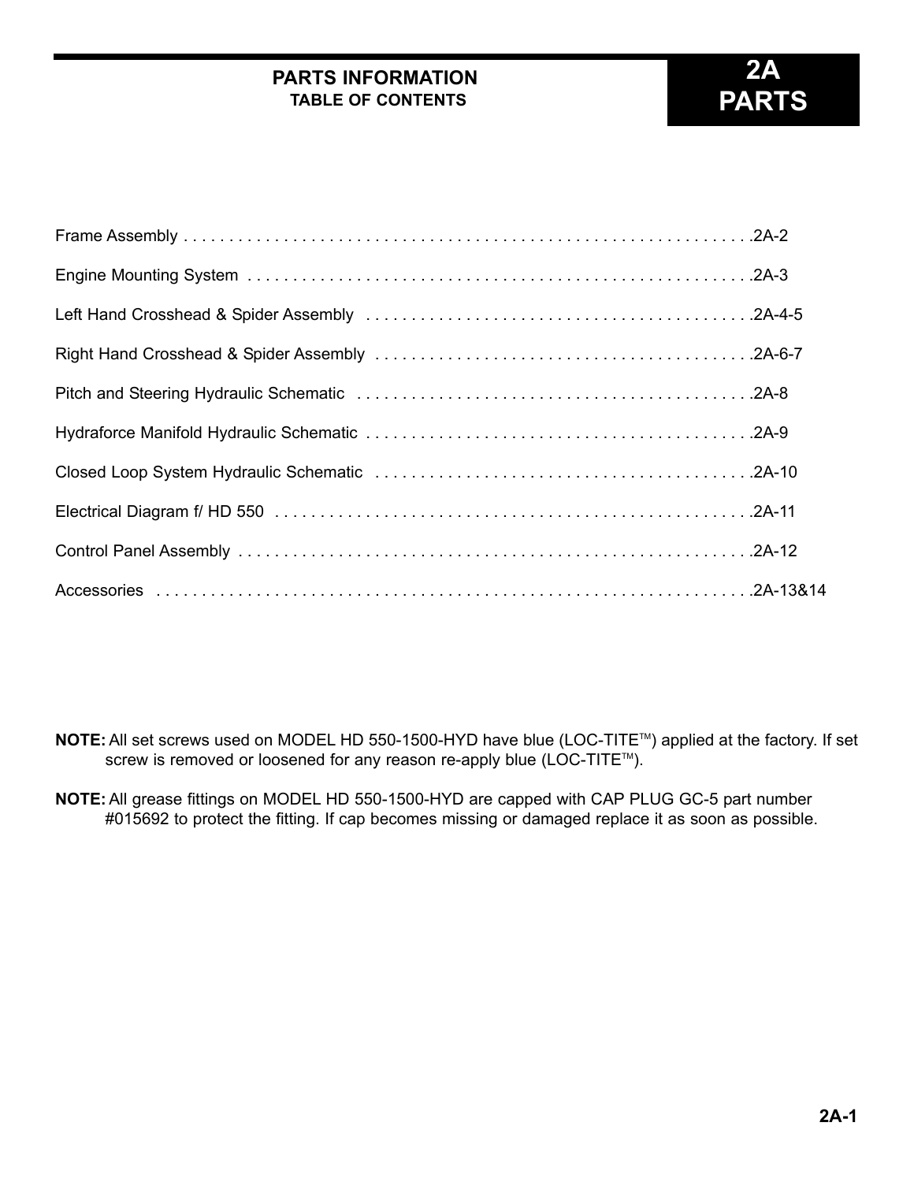# PARTS INFORMATION

## TABLE OF CONTENTS

# 2A PARTS

| Section | Page |
| --- | --- |
| Frame Assembly | 2A-2 |
| Engine Mounting System | 2A-3 |
| Left Hand Crosshead & Spider Assembly | 2A-4-5 |
| Right Hand Crosshead & Spider Assembly | 2A-6-7 |
| Pitch and Steering Hydraulic Schematic | 2A-8 |
| Hydraforce Manifold Hydraulic Schematic | 2A-9 |
| Closed Loop System Hydraulic Schematic | 2A-10 |
| Electrical Diagram f/ HD 550 | 2A-11 |
| Control Panel Assembly | 2A-12 |
| Accessories | 2A-13&14 |

**NOTE:** All set screws used on MODEL HD 550-1500-HYD have blue (LOC-TITE™) applied at the factory. If set screw is removed or loosened for any reason re-apply blue (LOC-TITE™).

**NOTE:** All grease fittings on MODEL HD 550-1500-HYD are capped with CAP PLUG GC-5 part number #015692 to protect the fitting. If cap becomes missing or damaged replace it as soon as possible.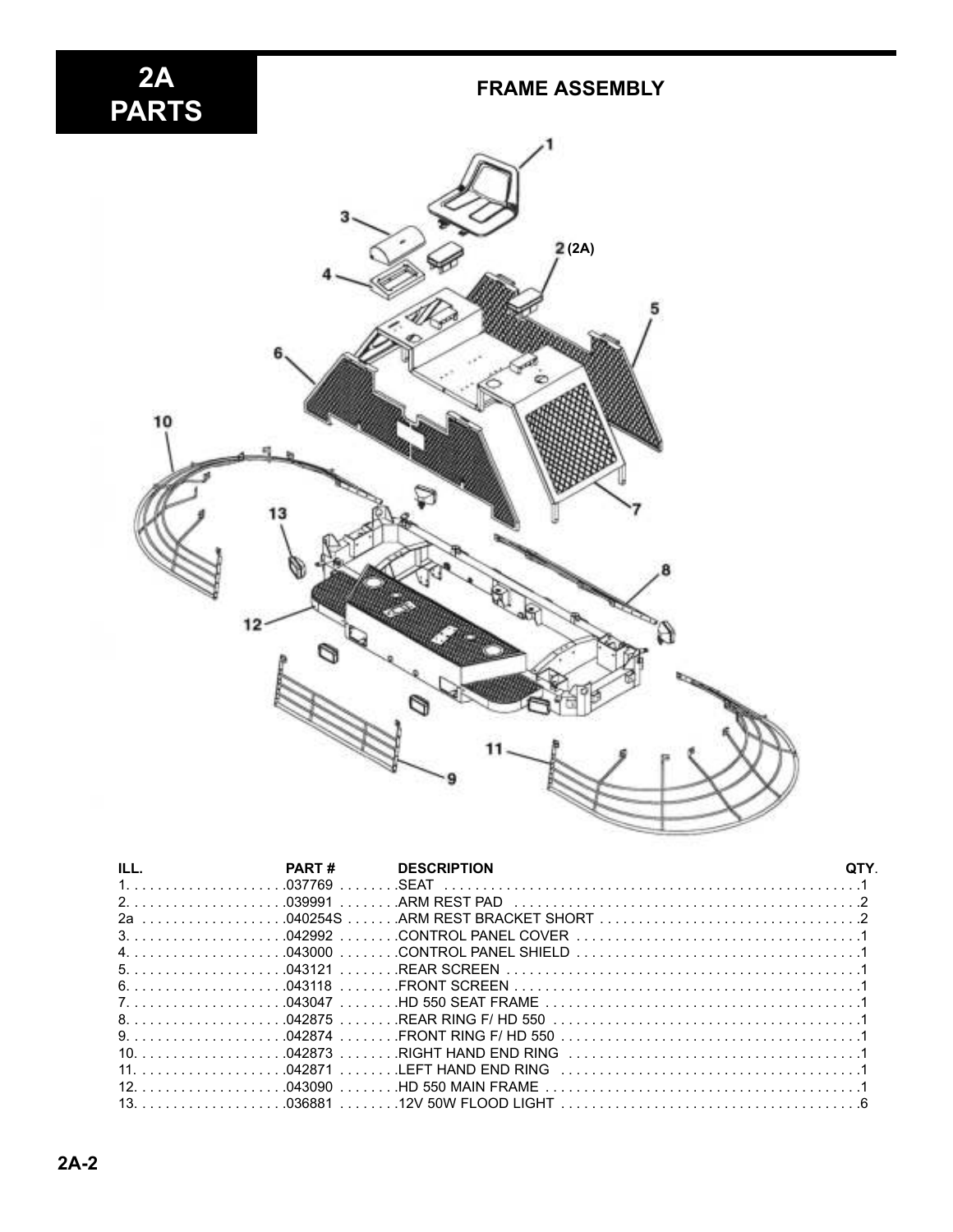# 2A PARTS

## FRAME ASSEMBLY

| ILL. | PART # | DESCRIPTION | QTY. |
|---|---|---|---|
| 1. | 037769 | SEAT | 1 |
| 2. | 039991 | ARM REST PAD | 2 |
| 2a | 040254S | ARM REST BRACKET SHORT | 2 |
| 3. | 042992 | CONTROL PANEL COVER | 1 |
| 4. | 043000 | CONTROL PANEL SHIELD | 1 |
| 5. | 043121 | REAR SCREEN | 1 |
| 6. | 043118 | FRONT SCREEN | 1 |
| 7. | 043047 | HD 550 SEAT FRAME | 1 |
| 8. | 042875 | REAR RING F/ HD 550 | 1 |
| 9. | 042874 | FRONT RING F/ HD 550 | 1 |
| 10. | 042873 | RIGHT HAND END RING | 1 |
| 11. | 042871 | LEFT HAND END RING | 1 |
| 12. | 043090 | HD 550 MAIN FRAME | 1 |
| 13. | 036881 | 12V 50W FLOOD LIGHT | 6 |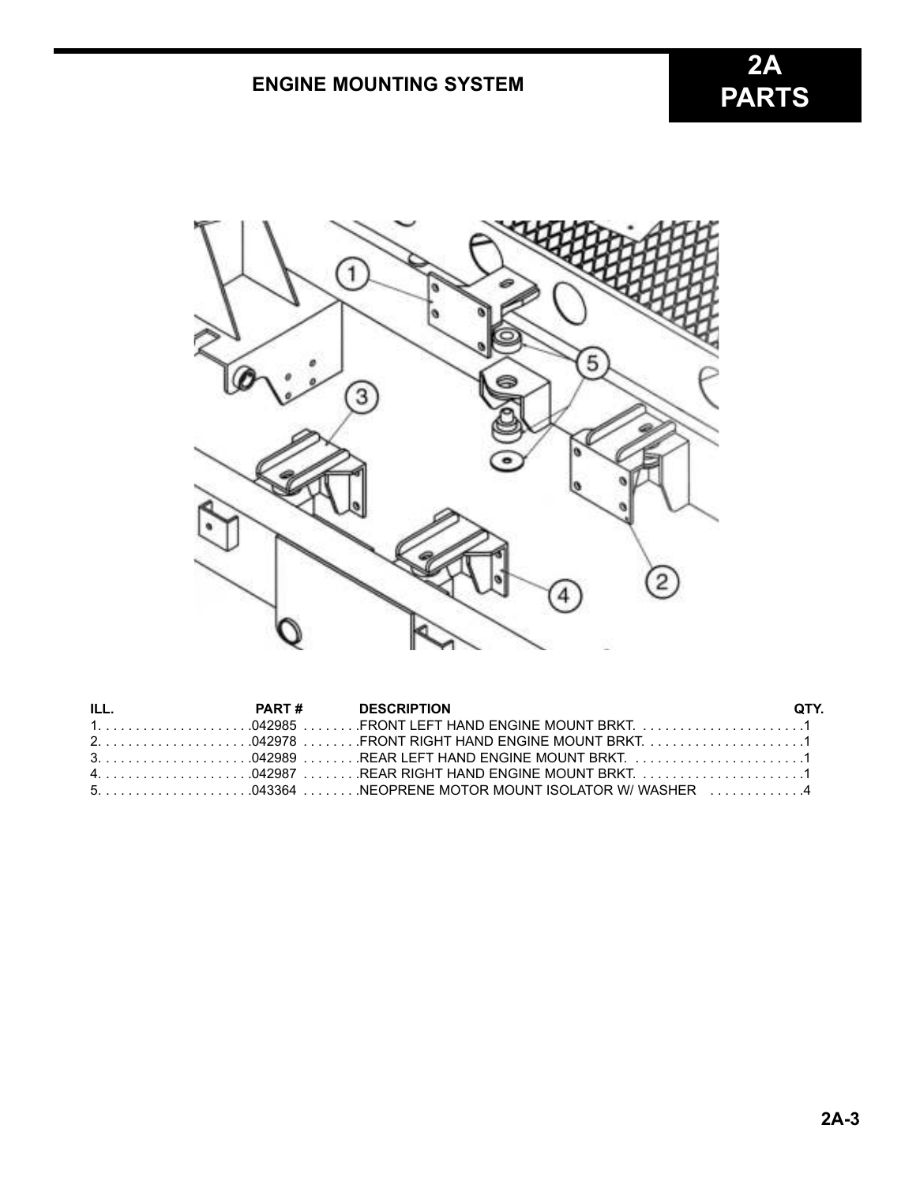## ENGINE MOUNTING SYSTEM

# 2A PARTS

| ILL. | PART # | DESCRIPTION | QTY. |
|---|---|---|---|
| 1 | 042985 | FRONT LEFT HAND ENGINE MOUNT BRKT. | 1 |
| 2 | 042978 | FRONT RIGHT HAND ENGINE MOUNT BRKT. | 1 |
| 3 | 042989 | REAR LEFT HAND ENGINE MOUNT BRKT. | 1 |
| 4 | 042987 | REAR RIGHT HAND ENGINE MOUNT BRKT. | 1 |
| 5 | 043364 | NEOPRENE MOTOR MOUNT ISOLATOR W/ WASHER | 4 |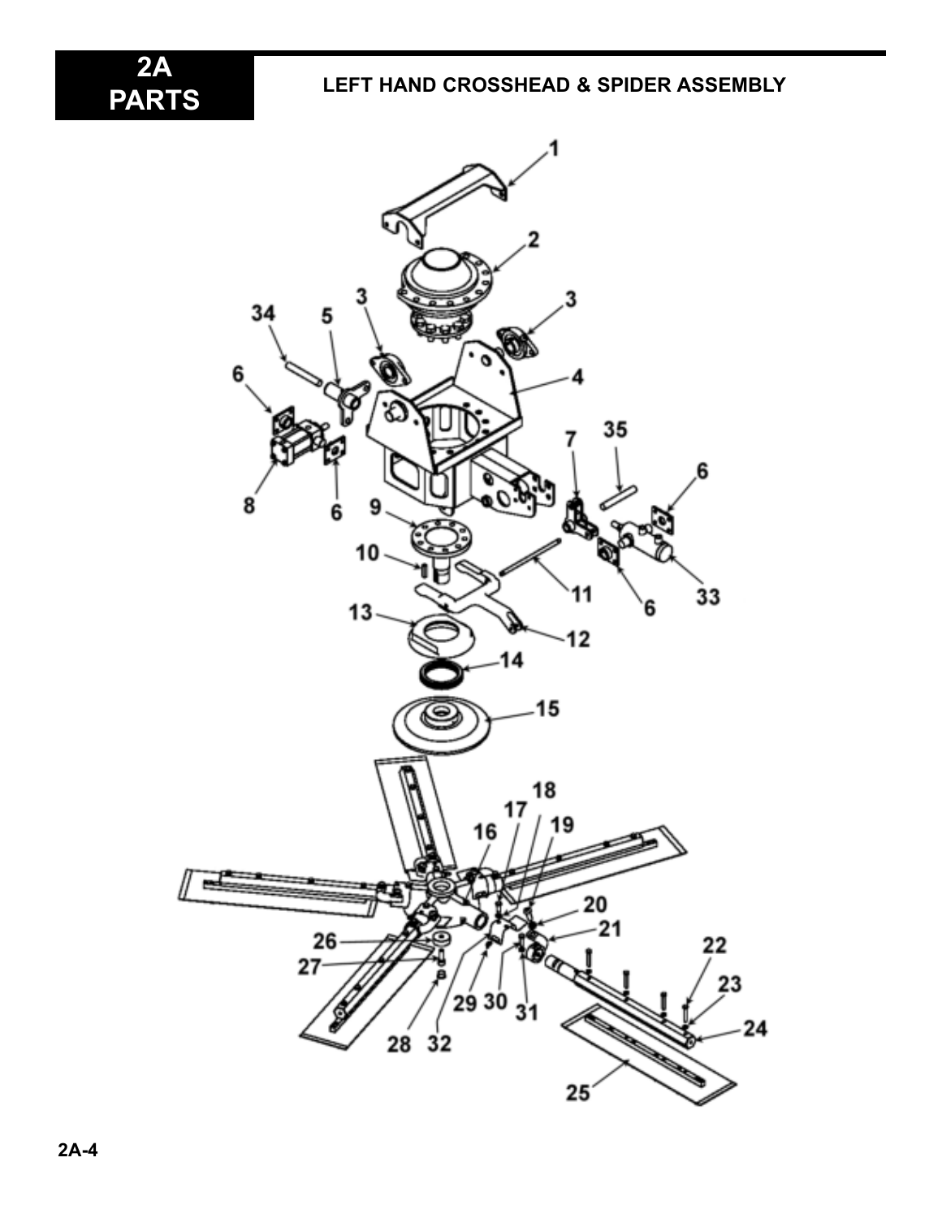# 2A PARTS

## LEFT HAND CROSSHEAD & SPIDER ASSEMBLY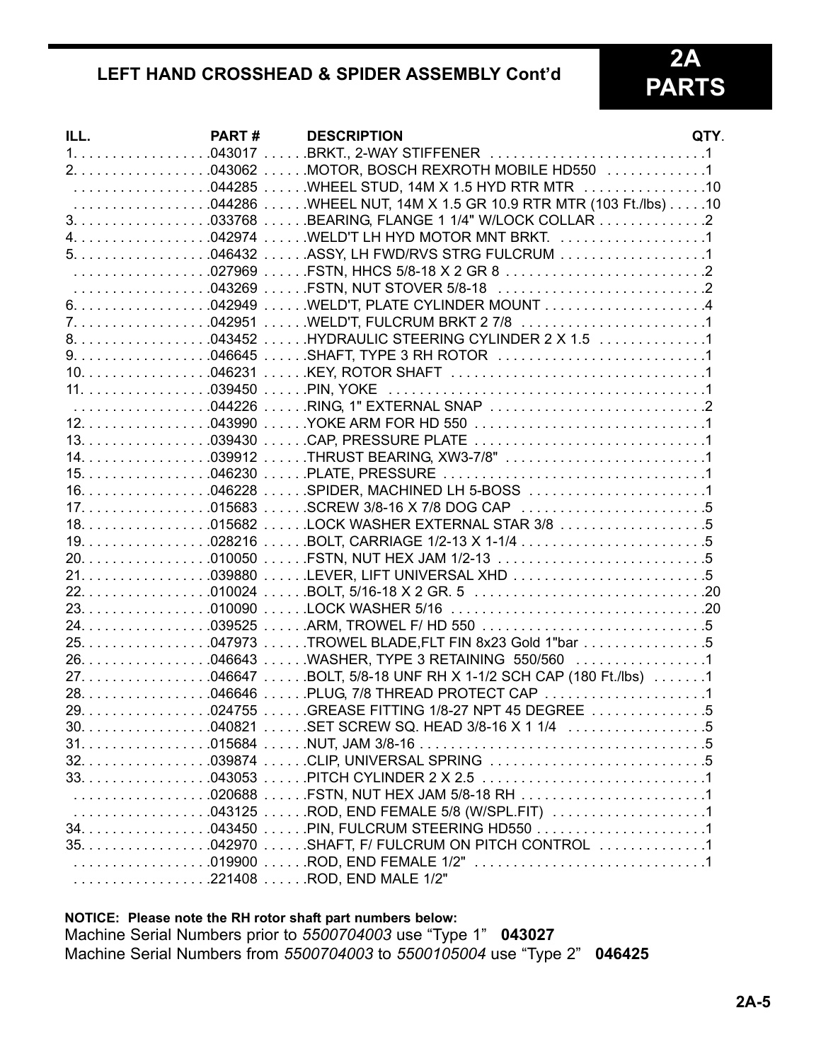## LEFT HAND CROSSHEAD & SPIDER ASSEMBLY Cont'd

# 2A PARTS

| ILL. | PART # | DESCRIPTION | QTY. |
|---|---|---|---|
| 1. | 043017 | BRKT., 2-WAY STIFFENER | 1 |
| 2. | 043062 | MOTOR, BOSCH REXROTH MOBILE HD550 | 1 |
| | 044285 | WHEEL STUD, 14M X 1.5 HYD RTR MTR | 10 |
| | 044286 | WHEEL NUT, 14M X 1.5 GR 10.9 RTR MTR (103 Ft./lbs) | 10 |
| 3. | 033768 | BEARING, FLANGE 1 1/4" W/LOCK COLLAR | 2 |
| 4. | 042974 | WELD'T LH HYD MOTOR MNT BRKT. | 1 |
| 5. | 046432 | ASSY, LH FWD/RVS STRG FULCRUM | 1 |
| | 027969 | FSTN, HHCS 5/8-18 X 2 GR 8 | 2 |
| | 043269 | FSTN, NUT STOVER 5/8-18 | 2 |
| 6. | 042949 | WELD'T, PLATE CYLINDER MOUNT | 4 |
| 7. | 042951 | WELD'T, FULCRUM BRKT 2 7/8 | 1 |
| 8. | 043452 | HYDRAULIC STEERING CYLINDER 2 X 1.5 | 1 |
| 9. | 046645 | SHAFT, TYPE 3 RH ROTOR | 1 |
| 10. | 046231 | KEY, ROTOR SHAFT | 1 |
| 11. | 039450 | PIN, YOKE | 1 |
| | 044226 | RING, 1" EXTERNAL SNAP | 2 |
| 12. | 043990 | YOKE ARM FOR HD 550 | 1 |
| 13. | 039430 | CAP, PRESSURE PLATE | 1 |
| 14. | 039912 | THRUST BEARING, XW3-7/8" | 1 |
| 15. | 046230 | PLATE, PRESSURE | 1 |
| 16. | 046228 | SPIDER, MACHINED LH 5-BOSS | 1 |
| 17. | 015683 | SCREW 3/8-16 X 7/8 DOG CAP | 5 |
| 18. | 015682 | LOCK WASHER EXTERNAL STAR 3/8 | 5 |
| 19. | 028216 | BOLT, CARRIAGE 1/2-13 X 1-1/4 | 5 |
| 20. | 010050 | FSTN, NUT HEX JAM 1/2-13 | 5 |
| 21. | 039880 | LEVER, LIFT UNIVERSAL XHD | 5 |
| 22. | 010024 | BOLT, 5/16-18 X 2 GR. 5 | 20 |
| 23. | 010090 | LOCK WASHER 5/16 | 20 |
| 24. | 039525 | ARM, TROWEL F/ HD 550 | 5 |
| 25. | 047973 | TROWEL BLADE,FLT FIN 8x23 Gold 1"bar | 5 |
| 26. | 046643 | WASHER, TYPE 3 RETAINING 550/560 | 1 |
| 27. | 046647 | BOLT, 5/8-18 UNF RH X 1-1/2 SCH CAP (180 Ft./lbs) | 1 |
| 28. | 046646 | PLUG, 7/8 THREAD PROTECT CAP | 1 |
| 29. | 024755 | GREASE FITTING 1/8-27 NPT 45 DEGREE | 5 |
| 30. | 040821 | SET SCREW SQ. HEAD 3/8-16 X 1 1/4 | 5 |
| 31. | 015684 | NUT, JAM 3/8-16 | 5 |
| 32. | 039874 | CLIP, UNIVERSAL SPRING | 5 |
| 33. | 043053 | PITCH CYLINDER 2 X 2.5 | 1 |
| | 020688 | FSTN, NUT HEX JAM 5/8-18 RH | 1 |
| | 043125 | ROD, END FEMALE 5/8 (W/SPL.FIT) | 1 |
| 34. | 043450 | PIN, FULCRUM STEERING HD550 | 1 |
| 35. | 042970 | SHAFT, F/ FULCRUM ON PITCH CONTROL | 1 |
| | 019900 | ROD, END FEMALE 1/2" | 1 |
| | 221408 | ROD, END MALE 1/2" | |

**NOTICE: Please note the RH rotor shaft part numbers below:**

Machine Serial Numbers prior to *5500704003* use "Type 1" **043027**

Machine Serial Numbers from *5500704003* to *5500105004* use "Type 2" **046425**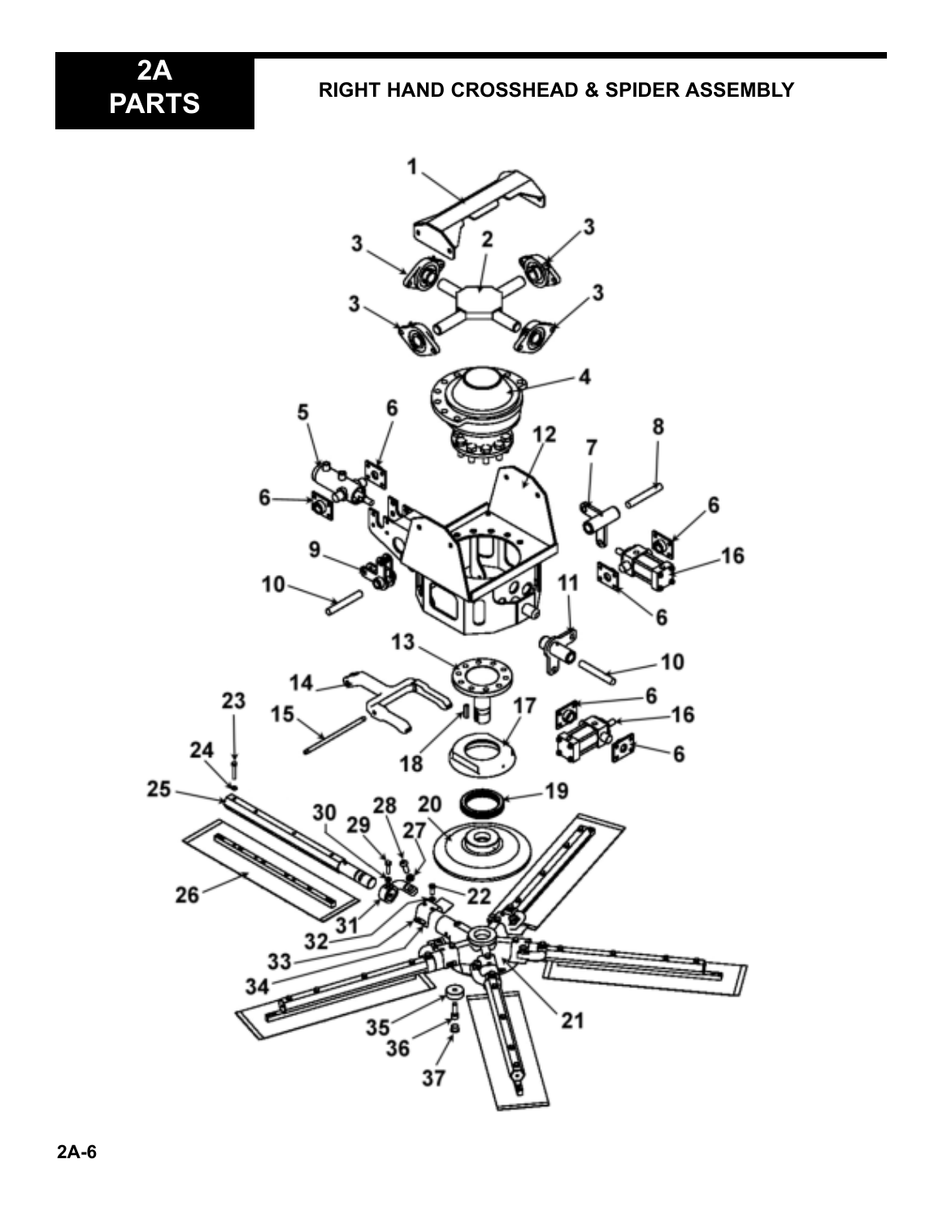# 2A PARTS

## RIGHT HAND CROSSHEAD & SPIDER ASSEMBLY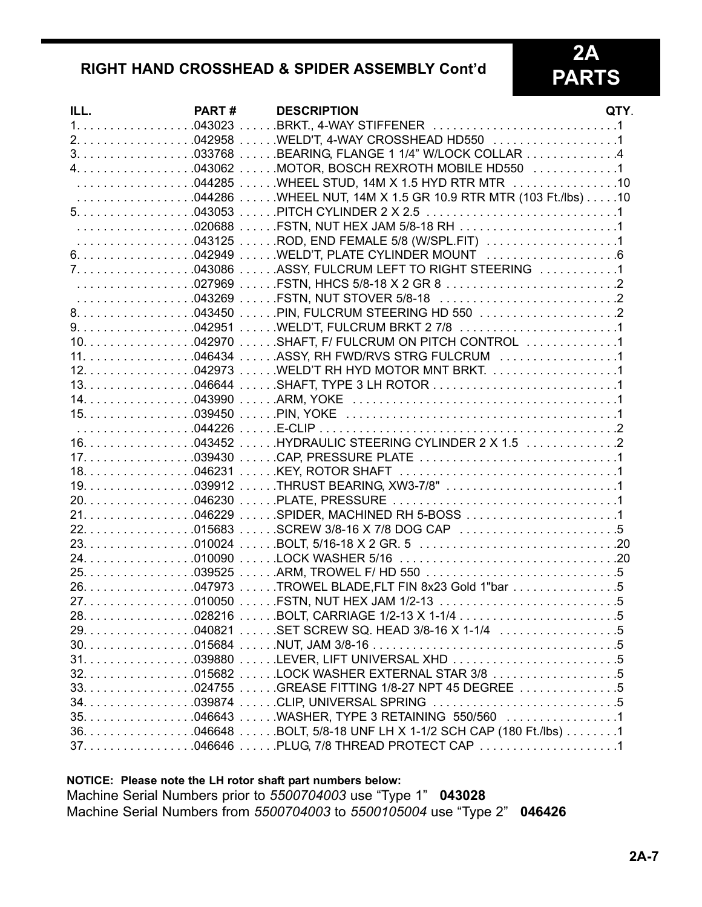## RIGHT HAND CROSSHEAD & SPIDER ASSEMBLY Cont'd

# 2A PARTS

| ILL. | PART # | DESCRIPTION | QTY. |
|---|---|---|---|
| 1. | 043023 | BRKT., 4-WAY STIFFENER | 1 |
| 2. | 042958 | WELD'T, 4-WAY CROSSHEAD HD550 | 1 |
| 3. | 033768 | BEARING, FLANGE 1 1/4" W/LOCK COLLAR | 4 |
| 4. | 043062 | MOTOR, BOSCH REXROTH MOBILE HD550 | 1 |
| | 044285 | WHEEL STUD, 14M X 1.5 HYD RTR MTR | 10 |
| | 044286 | WHEEL NUT, 14M X 1.5 GR 10.9 RTR MTR (103 Ft./lbs) | 10 |
| 5. | 043053 | PITCH CYLINDER 2 X 2.5 | 1 |
| | 020688 | FSTN, NUT HEX JAM 5/8-18 RH | 1 |
| | 043125 | ROD, END FEMALE 5/8 (W/SPL.FIT) | 1 |
| 6. | 042949 | WELD'T, PLATE CYLINDER MOUNT | 6 |
| 7. | 043086 | ASSY, FULCRUM LEFT TO RIGHT STEERING | 1 |
| | 027969 | FSTN, HHCS 5/8-18 X 2 GR 8 | 2 |
| | 043269 | FSTN, NUT STOVER 5/8-18 | 2 |
| 8. | 043450 | PIN, FULCRUM STEERING HD 550 | 2 |
| 9. | 042951 | WELD'T, FULCRUM BRKT 2 7/8 | 1 |
| 10. | 042970 | SHAFT, F/ FULCRUM ON PITCH CONTROL | 1 |
| 11. | 046434 | ASSY, RH FWD/RVS STRG FULCRUM | 1 |
| 12. | 042973 | WELD'T RH HYD MOTOR MNT BRKT. | 1 |
| 13. | 046644 | SHAFT, TYPE 3 LH ROTOR | 1 |
| 14. | 043990 | ARM, YOKE | 1 |
| 15. | 039450 | PIN, YOKE | 1 |
| | 044226 | E-CLIP | 2 |
| 16. | 043452 | HYDRAULIC STEERING CYLINDER 2 X 1.5 | 2 |
| 17. | 039430 | CAP, PRESSURE PLATE | 1 |
| 18. | 046231 | KEY, ROTOR SHAFT | 1 |
| 19. | 039912 | THRUST BEARING, XW3-7/8" | 1 |
| 20. | 046230 | PLATE, PRESSURE | 1 |
| 21. | 046229 | SPIDER, MACHINED RH 5-BOSS | 1 |
| 22. | 015683 | SCREW 3/8-16 X 7/8 DOG CAP | 5 |
| 23. | 010024 | BOLT, 5/16-18 X 2 GR. 5 | 20 |
| 24. | 010090 | LOCK WASHER 5/16 | 20 |
| 25. | 039525 | ARM, TROWEL F/ HD 550 | 5 |
| 26. | 047973 | TROWEL BLADE,FLT FIN 8x23 Gold 1"bar | 5 |
| 27. | 010050 | FSTN, NUT HEX JAM 1/2-13 | 5 |
| 28. | 028216 | BOLT, CARRIAGE 1/2-13 X 1-1/4 | 5 |
| 29. | 040821 | SET SCREW SQ. HEAD 3/8-16 X 1-1/4 | 5 |
| 30. | 015684 | NUT, JAM 3/8-16 | 5 |
| 31. | 039880 | LEVER, LIFT UNIVERSAL XHD | 5 |
| 32. | 015682 | LOCK WASHER EXTERNAL STAR 3/8 | 5 |
| 33. | 024755 | GREASE FITTING 1/8-27 NPT 45 DEGREE | 5 |
| 34. | 039874 | CLIP, UNIVERSAL SPRING | 5 |
| 35. | 046643 | WASHER, TYPE 3 RETAINING 550/560 | 1 |
| 36. | 046648 | BOLT, 5/8-18 UNF LH X 1-1/2 SCH CAP (180 Ft./lbs) | 1 |
| 37. | 046646 | PLUG, 7/8 THREAD PROTECT CAP | 1 |

**NOTICE: Please note the LH rotor shaft part numbers below:**

Machine Serial Numbers prior to *5500704003* use "Type 1" **043028**

Machine Serial Numbers from *5500704003* to *5500105004* use "Type 2" **046426**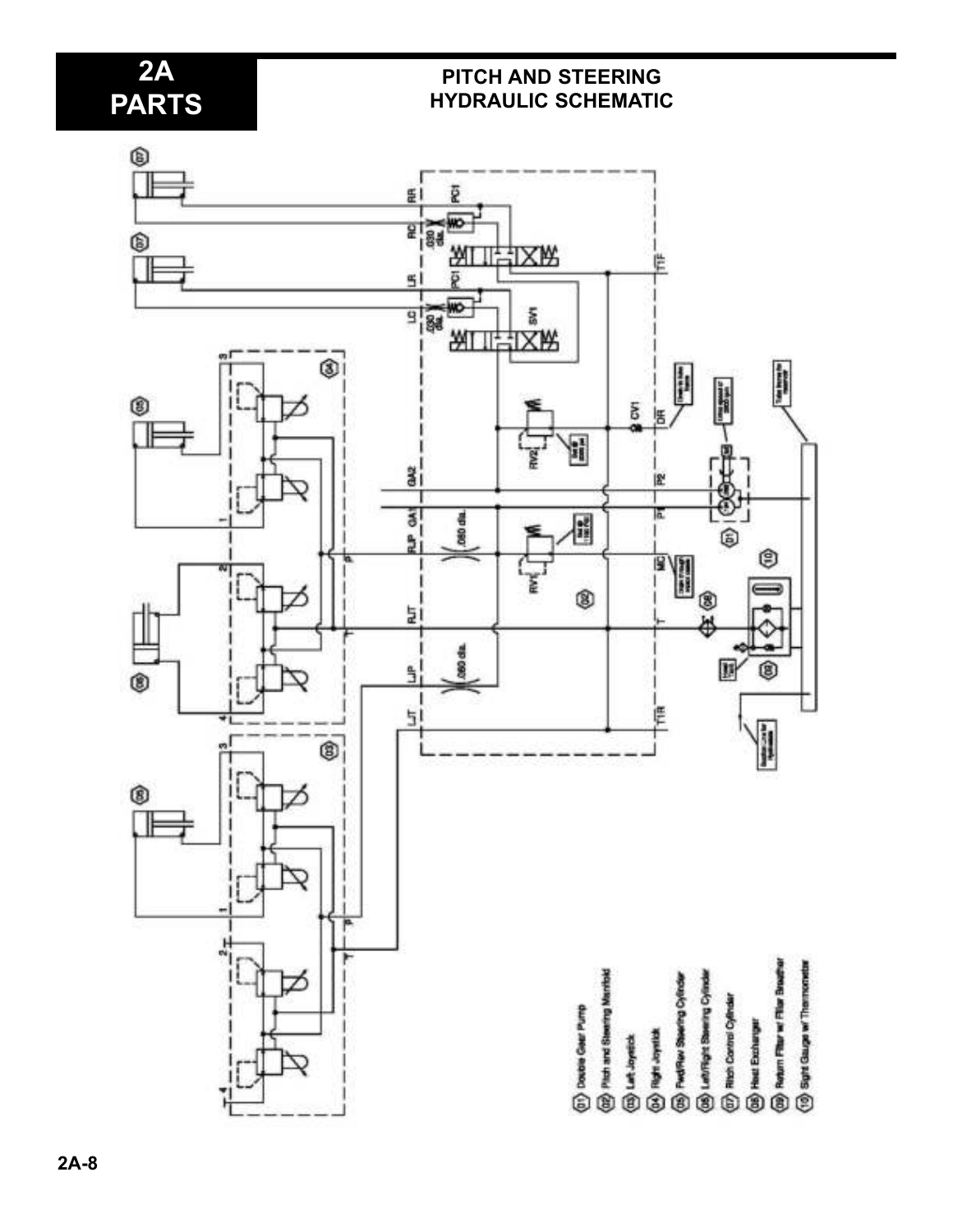# PITCH AND STEERING HYDRAULIC SCHEMATIC

01. Double Gear Pump
02. Pitch and Steering Manifold
03. Left Joystick
04. Right Joystick
05. Fwd/Rev Steering Cylinder
06. Left/Right Steering Cylinder
07. Pitch Control Cylinder
08. Heat Exchanger
09. Return Filter w/ Filler Breather
10. Sight Gauge w/ Thermometer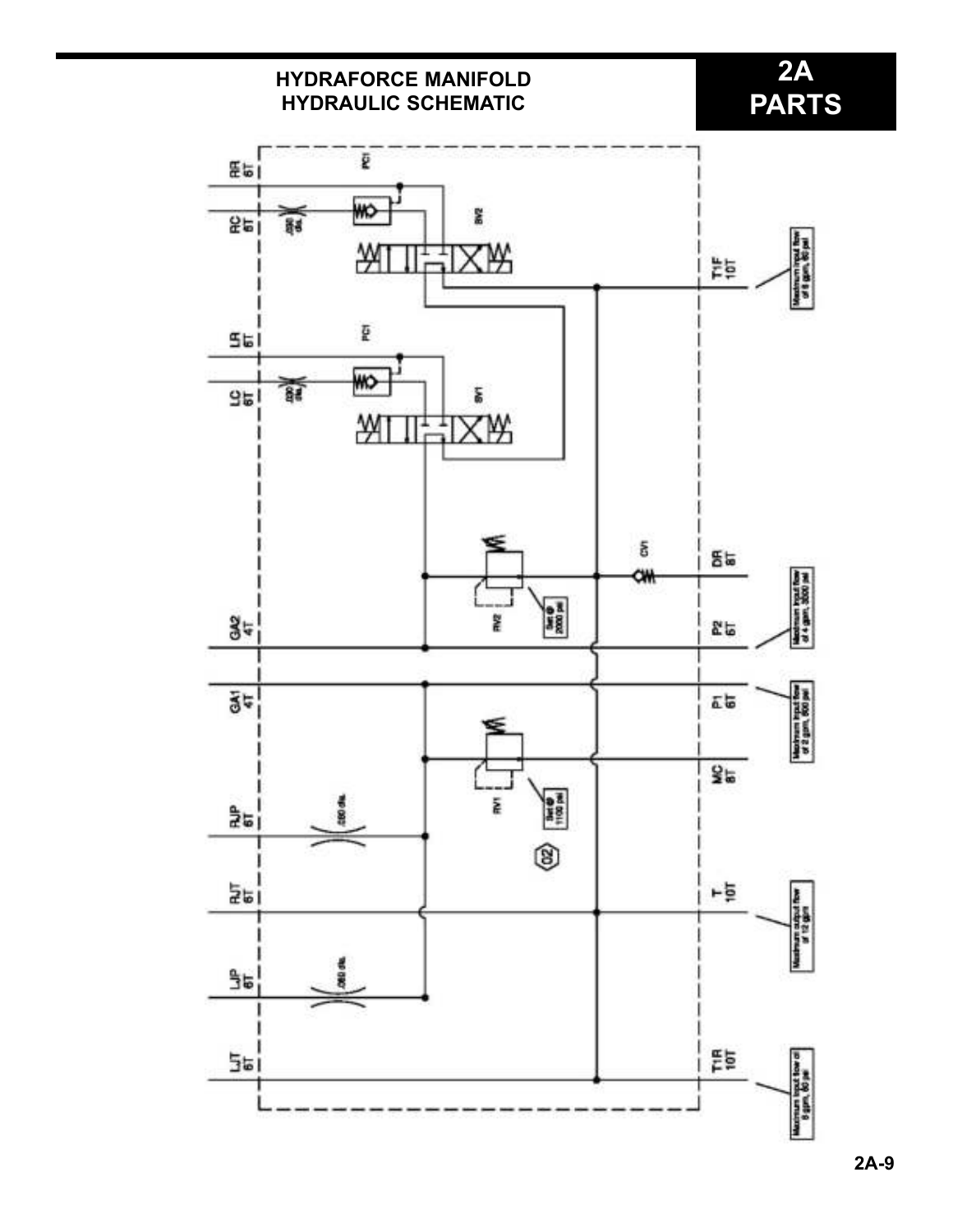# HYDRAFORCE MANIFOLD HYDRAULIC SCHEMATIC

RR 6T

RC 6T

PC1

.030 dia.

SV2

T1F 10T

Maximum input flow of 8 gpm, 60 psi

LR 6T

LC 6T

PC1

.030 dia.

SV1

CV1

DR 8T

RV2

Set @ 2000 psi

GA2 4T

P2 6T

Maximum input flow of 4 gpm, 3000 psi

GA1 4T

P1 6T

Maximum input flow of 8 gpm, 600 psi

RV1

Set @ 1100 psi

MC 8T

RJP 6T

.030 dia.

02

RJT 6T

T 10T

Maximum output flow of 12 gpm

LJP 6T

.060 dia.

LJT 6T

T1R 10T

Maximum input flow of 8 gpm, 60 psi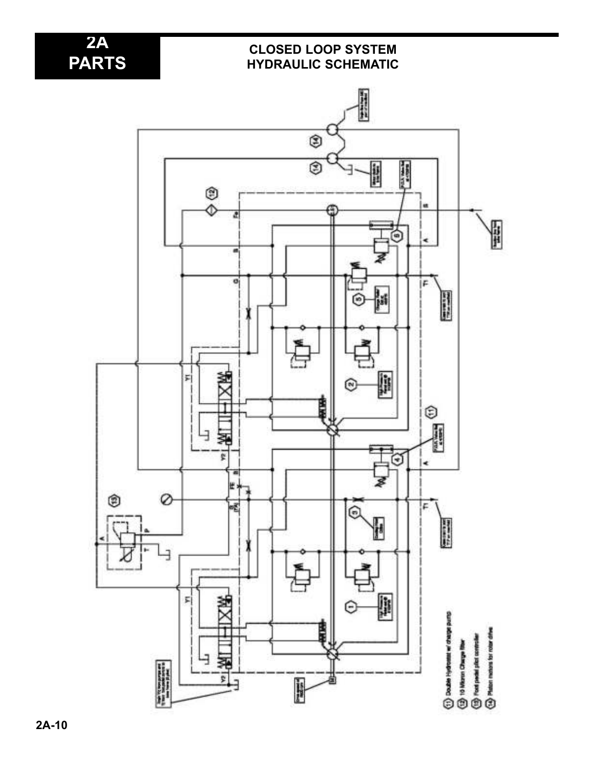# CLOSED LOOP SYSTEM HYDRAULIC SCHEMATIC

(11) Double Hydrostat w/ charge pump

(12) 10 Micron Charge filter

(13) Foot pedal pilot controller

(14) Piston motors for roller drive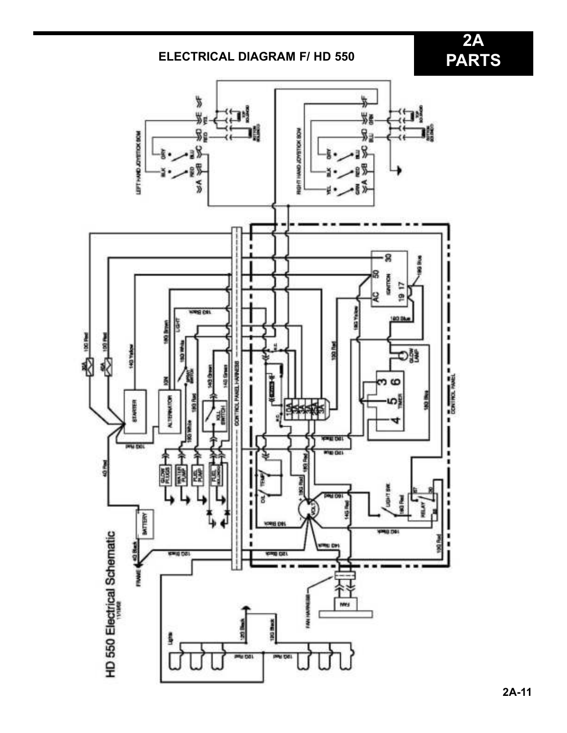## ELECTRICAL DIAGRAM F/ HD 550

HD 550 Electrical Schematic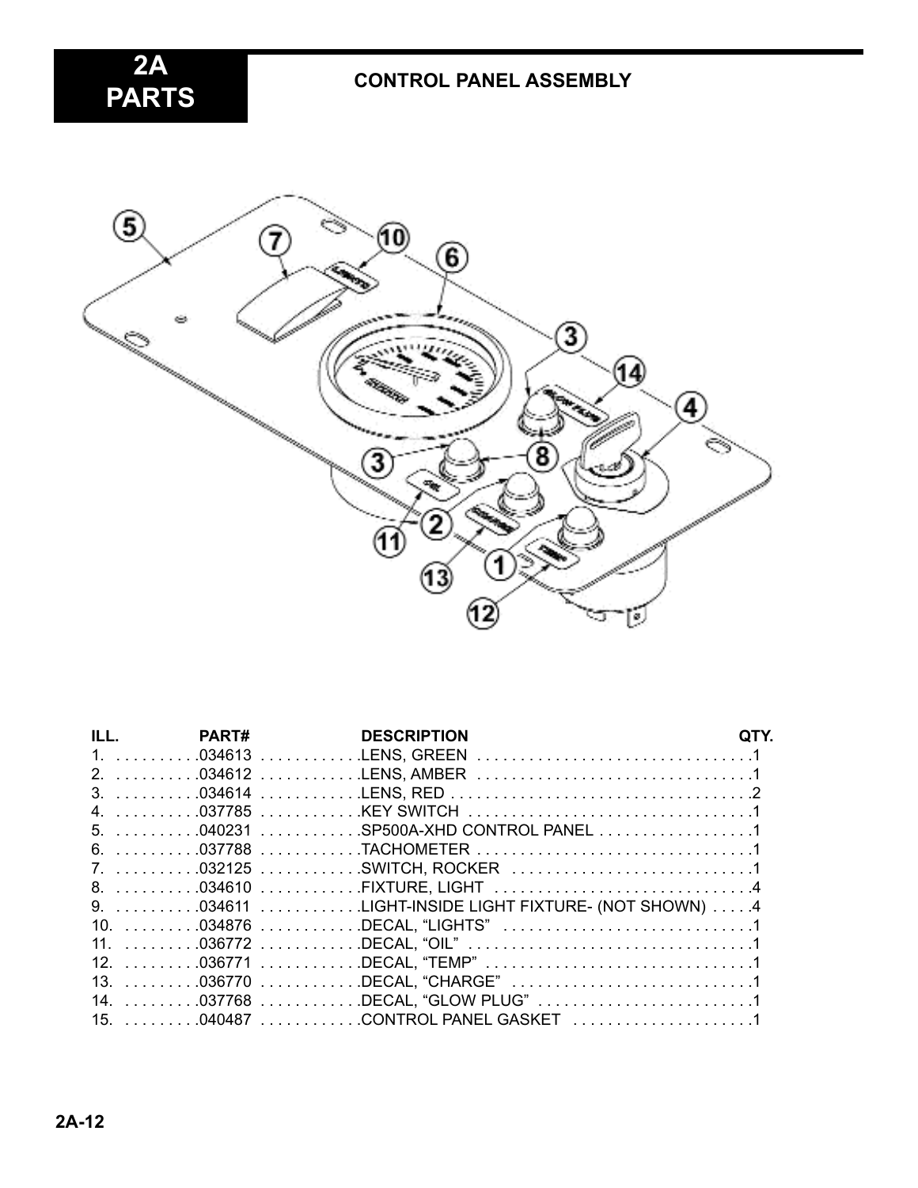# 2A PARTS

## CONTROL PANEL ASSEMBLY

| ILL. | PART# | DESCRIPTION | QTY. |
|---|---|---|---|
| 1. | 034613 | LENS, GREEN | 1 |
| 2. | 034612 | LENS, AMBER | 1 |
| 3. | 034614 | LENS, RED | 2 |
| 4. | 037785 | KEY SWITCH | 1 |
| 5. | 040231 | SP500A-XHD CONTROL PANEL | 1 |
| 6. | 037788 | TACHOMETER | 1 |
| 7. | 032125 | SWITCH, ROCKER | 1 |
| 8. | 034610 | FIXTURE, LIGHT | 4 |
| 9. | 034611 | LIGHT-INSIDE LIGHT FIXTURE- (NOT SHOWN) | 4 |
| 10. | 034876 | DECAL, “LIGHTS” | 1 |
| 11. | 036772 | DECAL, “OIL” | 1 |
| 12. | 036771 | DECAL, “TEMP” | 1 |
| 13. | 036770 | DECAL, “CHARGE” | 1 |
| 14. | 037768 | DECAL, “GLOW PLUG” | 1 |
| 15. | 040487 | CONTROL PANEL GASKET | 1 |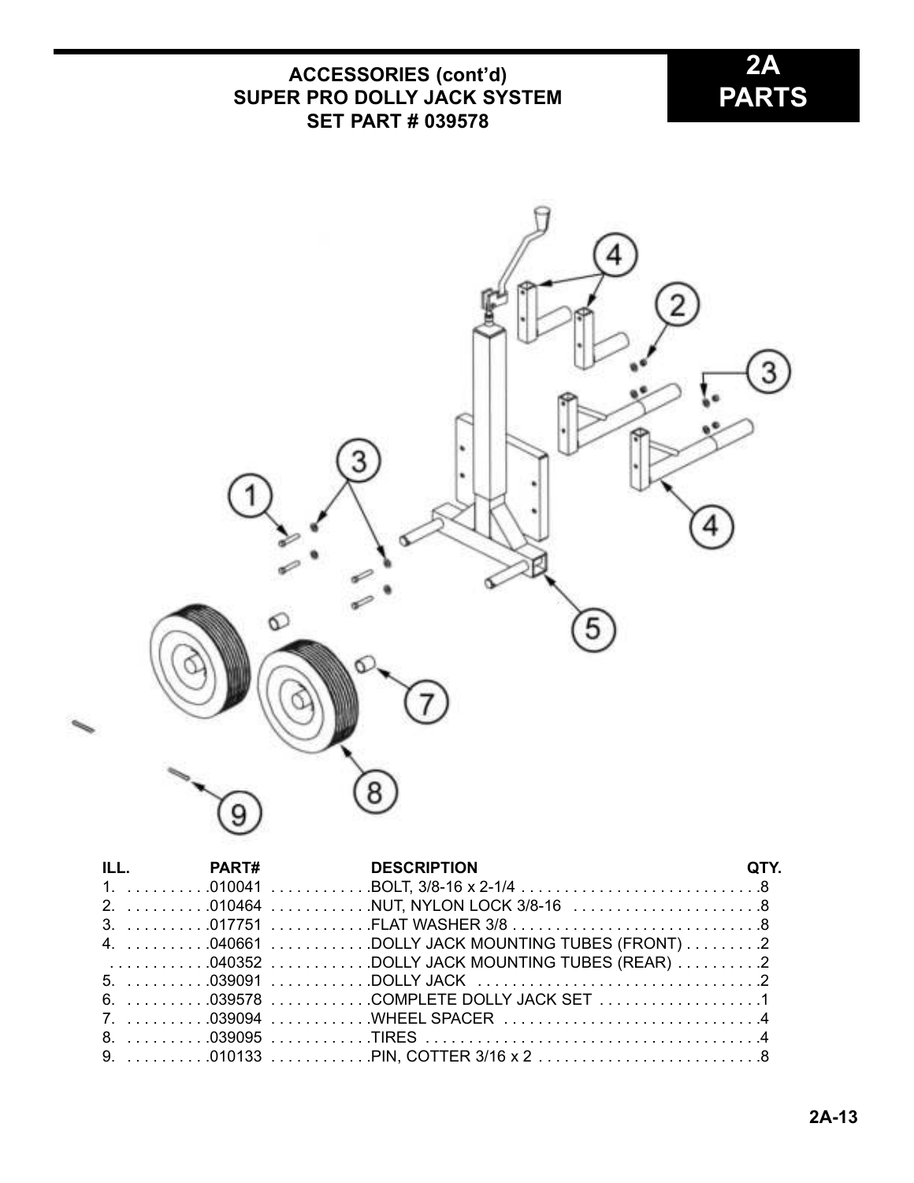# ACCESSORIES (cont'd)
# SUPER PRO DOLLY JACK SYSTEM
# SET PART # 039578

**2A PARTS**

| ILL. | PART# | DESCRIPTION | QTY. |
| --- | --- | --- | --- |
| 1. | 010041 | BOLT, 3/8-16 x 2-1/4 | 8 |
| 2. | 010464 | NUT, NYLON LOCK 3/8-16 | 8 |
| 3. | 017751 | FLAT WASHER 3/8 | 8 |
| 4. | 040661 | DOLLY JACK MOUNTING TUBES (FRONT) | 2 |
| | 040352 | DOLLY JACK MOUNTING TUBES (REAR) | 2 |
| 5. | 039091 | DOLLY JACK | 2 |
| 6. | 039578 | COMPLETE DOLLY JACK SET | 1 |
| 7. | 039094 | WHEEL SPACER | 4 |
| 8. | 039095 | TIRES | 4 |
| 9. | 010133 | PIN, COTTER 3/16 x 2 | 8 |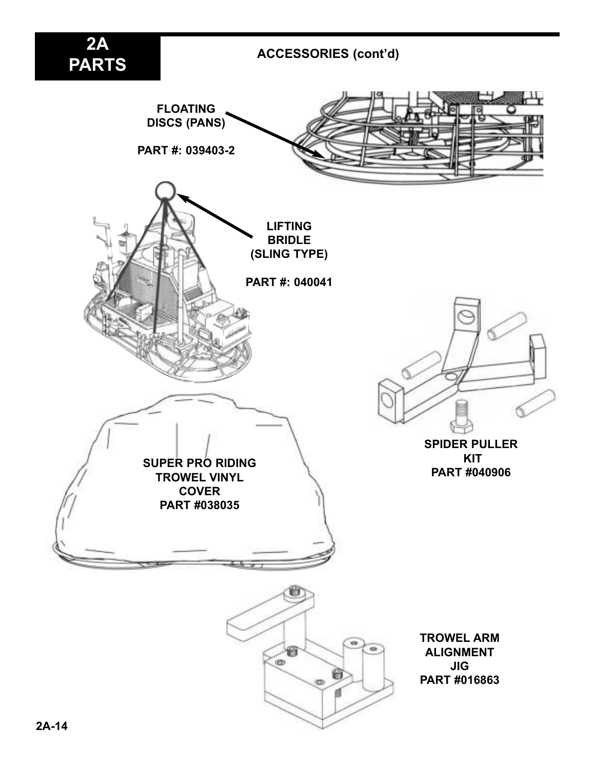# 2A PARTS

## ACCESSORIES (cont'd)

FLOATING DISCS (PANS)

PART #: 039403-2

LIFTING BRIDLE (SLING TYPE)

PART #: 040041

SPIDER PULLER KIT
PART #040906

SUPER PRO RIDING TROWEL VINYL COVER
PART #038035

TROWEL ARM ALIGNMENT JIG
PART #016863